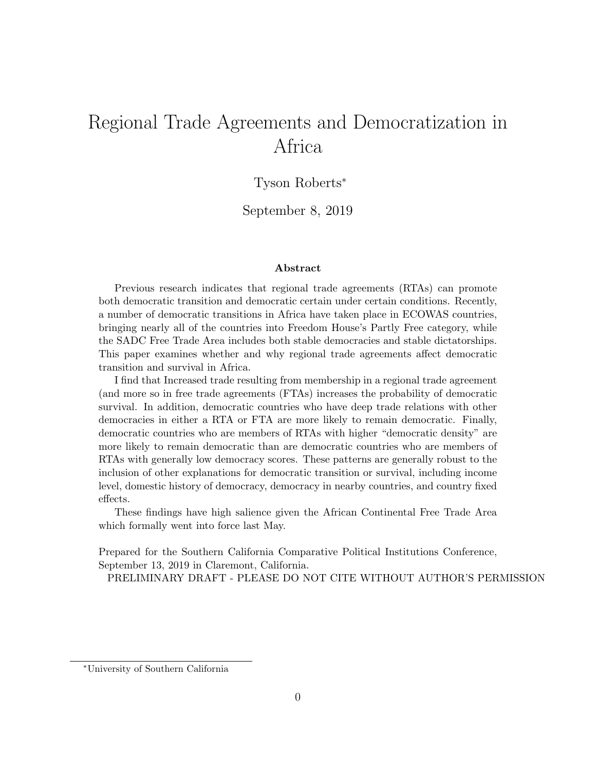# Regional Trade Agreements and Democratization in Africa

Tyson Roberts[*]

September 8, 2019

### Abstract

Previous research indicates that regional trade agreements (RTAs) can promote both democratic transition and democratic certain under certain conditions. Recently, a number of democratic transitions in Africa have taken place in ECOWAS countries, bringing nearly all of the countries into Freedom House's Partly Free category, while the SADC Free Trade Area includes both stable democracies and stable dictatorships. This paper examines whether and why regional trade agreements affect democratic transition and survival in Africa.

I find that Increased trade resulting from membership in a regional trade agreement (and more so in free trade agreements (FTAs) increases the probability of democratic survival. In addition, democratic countries who have deep trade relations with other democracies in either a RTA or FTA are more likely to remain democratic. Finally, democratic countries who are members of RTAs with higher "democratic density" are more likely to remain democratic than are democratic countries who are members of RTAs with generally low democracy scores. These patterns are generally robust to the inclusion of other explanations for democratic transition or survival, including income level, domestic history of democracy, democracy in nearby countries, and country fixed effects.

These findings have high salience given the African Continental Free Trade Area which formally went into force last May.

Prepared for the Southern California Comparative Political Institutions Conference, September 13, 2019 in Claremont, California.

PRELIMINARY DRAFT - PLEASE DO NOT CITE WITHOUT AUTHOR'S PERMISSION

[*]University of Southern California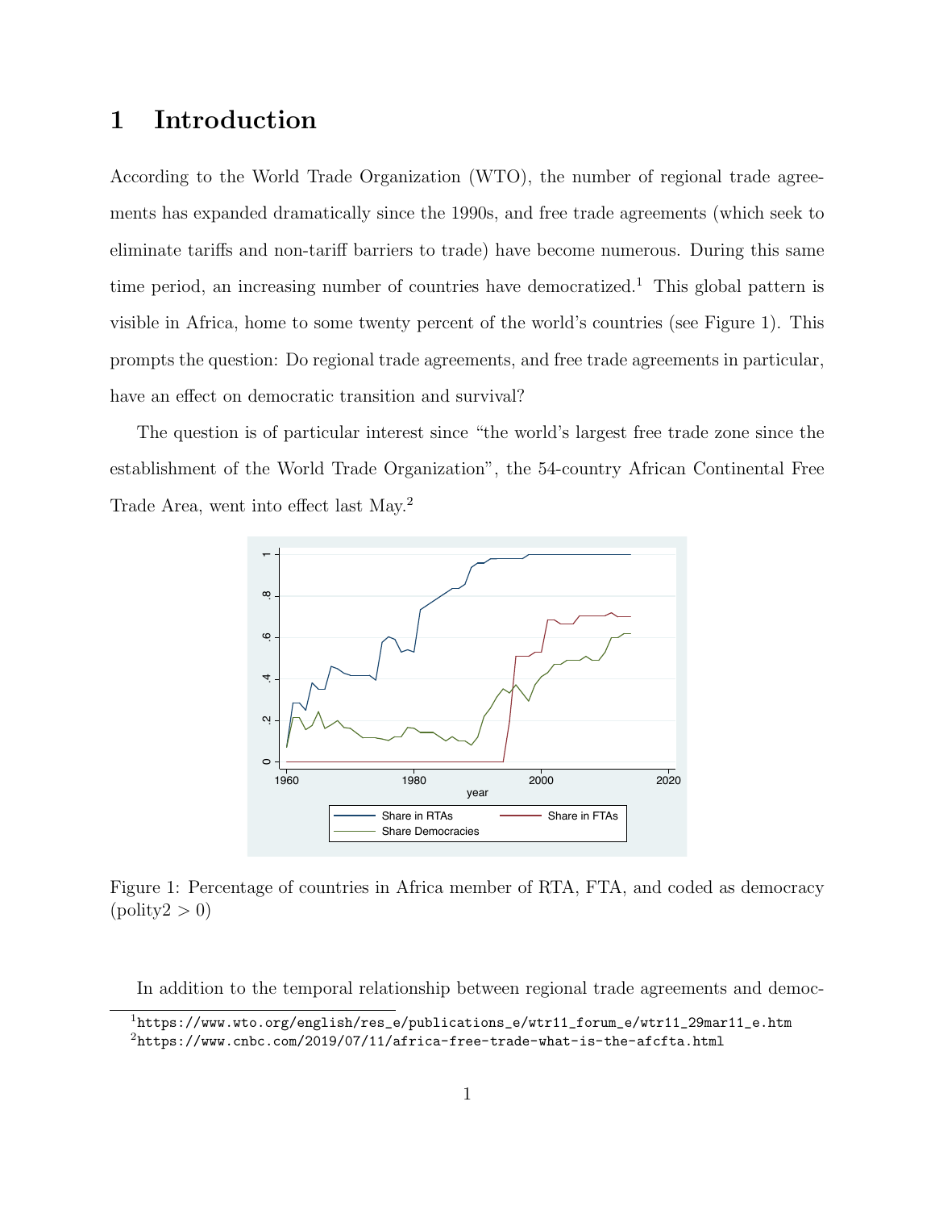# 1 Introduction

According to the World Trade Organization (WTO), the number of regional trade agreements has expanded dramatically since the 1990s, and free trade agreements (which seek to eliminate tariffs and non-tariff barriers to trade) have become numerous. During this same time period, an increasing number of countries have democratized.[1] This global pattern is visible in Africa, home to some twenty percent of the world's countries (see Figure 1). This prompts the question: Do regional trade agreements, and free trade agreements in particular, have an effect on democratic transition and survival?

The question is of particular interest since "the world's largest free trade zone since the establishment of the World Trade Organization", the 54-country African Continental Free Trade Area, went into effect last May.[2]

Figure 1: Percentage of countries in Africa member of RTA, FTA, and coded as democracy (polity2 > 0)

In addition to the temporal relationship between regional trade agreements and democ-

[1] https://www.wto.org/english/res_e/publications_e/wtr11_forum_e/wtr11_29mar11_e.htm

[2] https://www.cnbc.com/2019/07/11/africa-free-trade-what-is-the-afcfta.html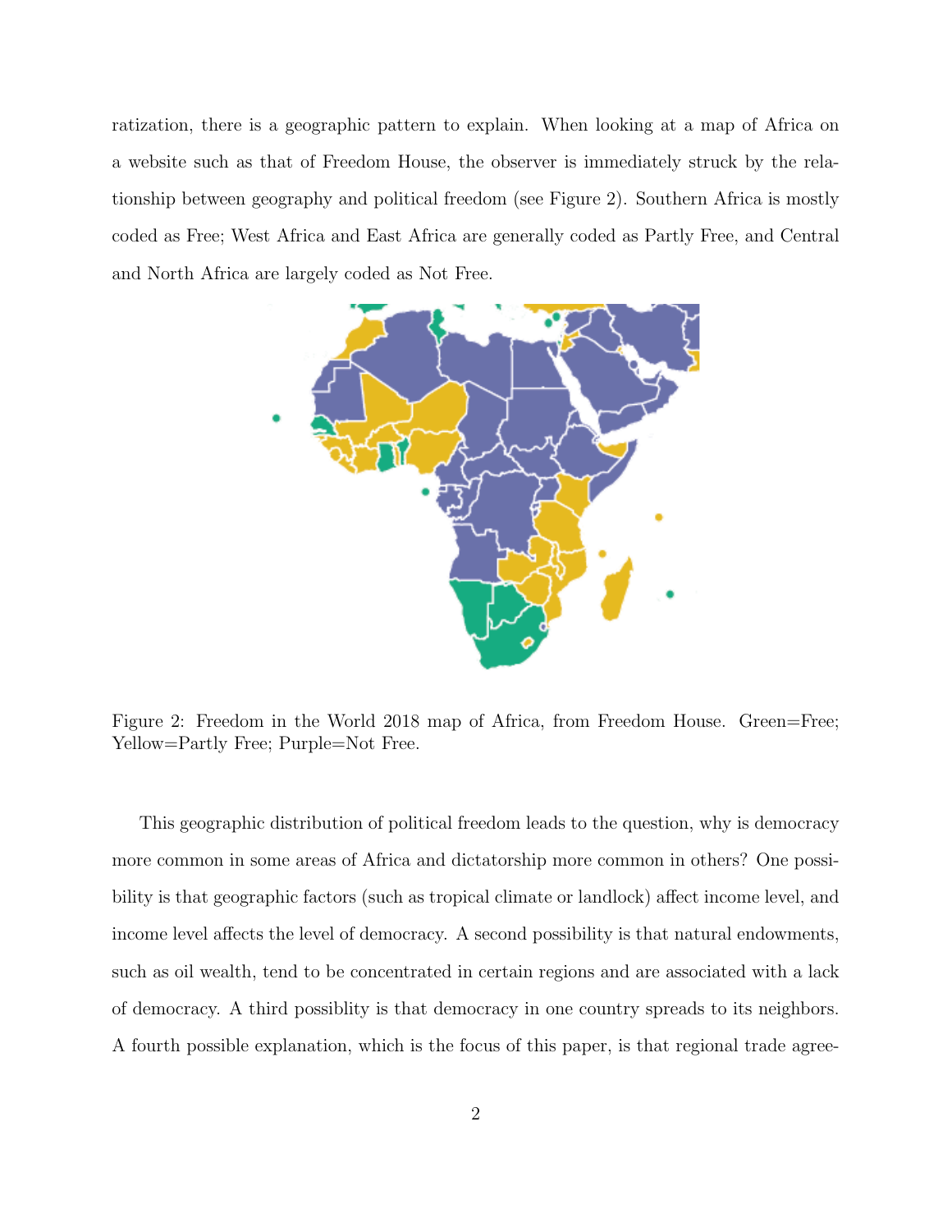ratization, there is a geographic pattern to explain. When looking at a map of Africa on a website such as that of Freedom House, the observer is immediately struck by the relationship between geography and political freedom (see Figure 2). Southern Africa is mostly coded as Free; West Africa and East Africa are generally coded as Partly Free, and Central and North Africa are largely coded as Not Free.

Figure 2: Freedom in the World 2018 map of Africa, from Freedom House. Green=Free; Yellow=Partly Free; Purple=Not Free.

This geographic distribution of political freedom leads to the question, why is democracy more common in some areas of Africa and dictatorship more common in others? One possibility is that geographic factors (such as tropical climate or landlock) affect income level, and income level affects the level of democracy. A second possibility is that natural endowments, such as oil wealth, tend to be concentrated in certain regions and are associated with a lack of democracy. A third possiblity is that democracy in one country spreads to its neighbors. A fourth possible explanation, which is the focus of this paper, is that regional trade agree-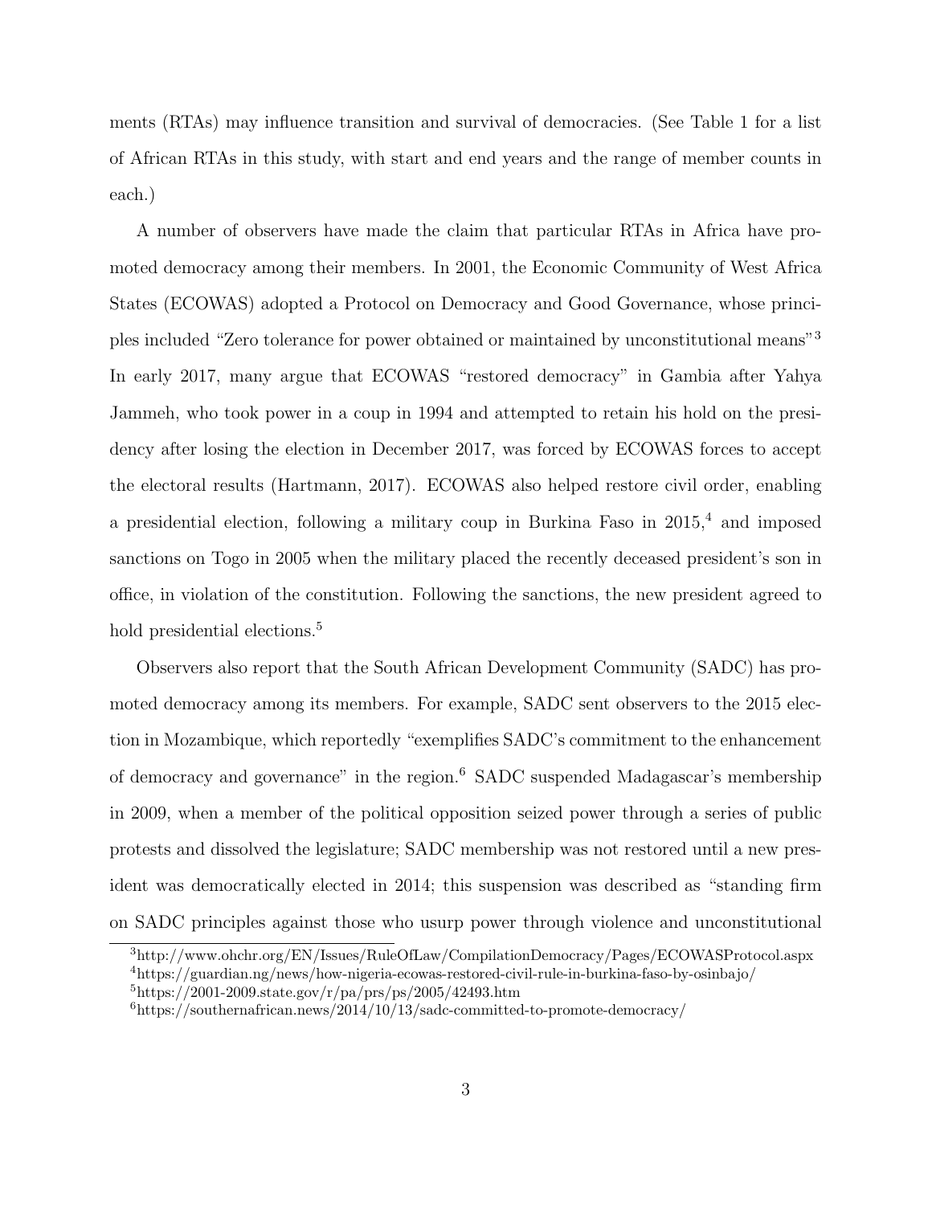ments (RTAs) may influence transition and survival of democracies. (See Table 1 for a list of African RTAs in this study, with start and end years and the range of member counts in each.)

A number of observers have made the claim that particular RTAs in Africa have promoted democracy among their members. In 2001, the Economic Community of West Africa States (ECOWAS) adopted a Protocol on Democracy and Good Governance, whose principles included "Zero tolerance for power obtained or maintained by unconstitutional means"[3] In early 2017, many argue that ECOWAS "restored democracy" in Gambia after Yahya Jammeh, who took power in a coup in 1994 and attempted to retain his hold on the presidency after losing the election in December 2017, was forced by ECOWAS forces to accept the electoral results (Hartmann, 2017). ECOWAS also helped restore civil order, enabling a presidential election, following a military coup in Burkina Faso in 2015,[4] and imposed sanctions on Togo in 2005 when the military placed the recently deceased president's son in office, in violation of the constitution. Following the sanctions, the new president agreed to hold presidential elections.[5]

Observers also report that the South African Development Community (SADC) has promoted democracy among its members. For example, SADC sent observers to the 2015 election in Mozambique, which reportedly "exemplifies SADC's commitment to the enhancement of democracy and governance" in the region.[6] SADC suspended Madagascar's membership in 2009, when a member of the political opposition seized power through a series of public protests and dissolved the legislature; SADC membership was not restored until a new president was democratically elected in 2014; this suspension was described as "standing firm on SADC principles against those who usurp power through violence and unconstitutional

[3] http://www.ohchr.org/EN/Issues/RuleOfLaw/CompilationDemocracy/Pages/ECOWASProtocol.aspx

[4] https://guardian.ng/news/how-nigeria-ecowas-restored-civil-rule-in-burkina-faso-by-osinbajo/

[5] https://2001-2009.state.gov/r/pa/prs/ps/2005/42493.htm

[6] https://southernafrican.news/2014/10/13/sadc-committed-to-promote-democracy/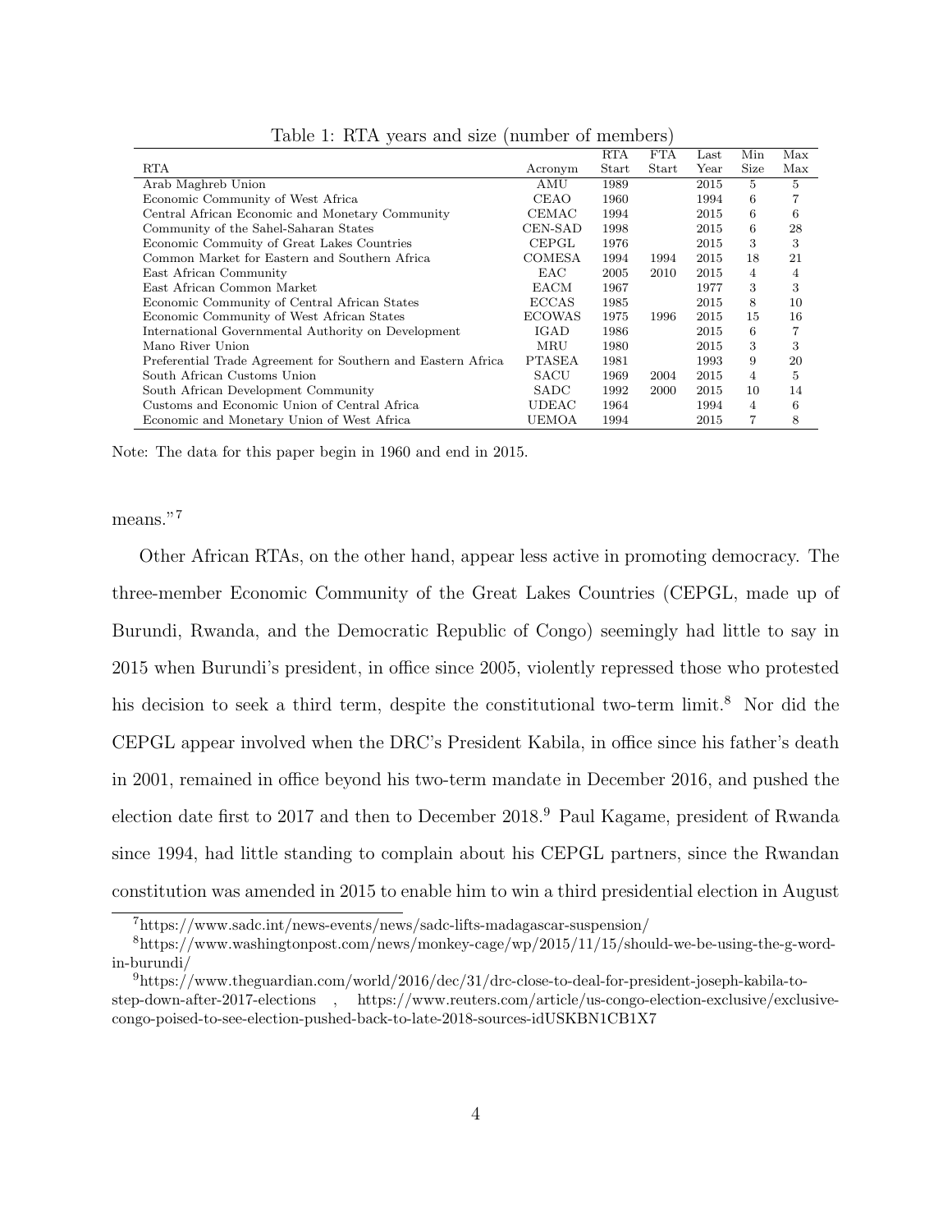Table 1: RTA years and size (number of members)

| RTA | Acronym | RTA Start | FTA Start | Last Year | Min Size | Max Max |
|---|---|---|---|---|---|---|
| Arab Maghreb Union | AMU | 1989 | | 2015 | 5 | 5 |
| Economic Community of West Africa | CEAO | 1960 | | 1994 | 6 | 7 |
| Central African Economic and Monetary Community | CEMAC | 1994 | | 2015 | 6 | 6 |
| Community of the Sahel-Saharan States | CEN-SAD | 1998 | | 2015 | 6 | 28 |
| Economic Commuity of Great Lakes Countries | CEPGL | 1976 | | 2015 | 3 | 3 |
| Common Market for Eastern and Southern Africa | COMESA | 1994 | 1994 | 2015 | 18 | 21 |
| East African Community | EAC | 2005 | 2010 | 2015 | 4 | 4 |
| East African Common Market | EACM | 1967 | | 1977 | 3 | 3 |
| Economic Community of Central African States | ECCAS | 1985 | | 2015 | 8 | 10 |
| Economic Community of West African States | ECOWAS | 1975 | 1996 | 2015 | 15 | 16 |
| International Governmental Authority on Development | IGAD | 1986 | | 2015 | 6 | 7 |
| Mano River Union | MRU | 1980 | | 2015 | 3 | 3 |
| Preferential Trade Agreement for Southern and Eastern Africa | PTASEA | 1981 | | 1993 | 9 | 20 |
| South African Customs Union | SACU | 1969 | 2004 | 2015 | 4 | 5 |
| South African Development Community | SADC | 1992 | 2000 | 2015 | 10 | 14 |
| Customs and Economic Union of Central Africa | UDEAC | 1964 | | 1994 | 4 | 6 |
| Economic and Monetary Union of West Africa | UEMOA | 1994 | | 2015 | 7 | 8 |

Note: The data for this paper begin in 1960 and end in 2015.

means."[7]

Other African RTAs, on the other hand, appear less active in promoting democracy. The three-member Economic Community of the Great Lakes Countries (CEPGL, made up of Burundi, Rwanda, and the Democratic Republic of Congo) seemingly had little to say in 2015 when Burundi's president, in office since 2005, violently repressed those who protested his decision to seek a third term, despite the constitutional two-term limit.[8] Nor did the CEPGL appear involved when the DRC's President Kabila, in office since his father's death in 2001, remained in office beyond his two-term mandate in December 2016, and pushed the election date first to 2017 and then to December 2018.[9] Paul Kagame, president of Rwanda since 1994, had little standing to complain about his CEPGL partners, since the Rwandan constitution was amended in 2015 to enable him to win a third presidential election in August

[7] https://www.sadc.int/news-events/news/sadc-lifts-madagascar-suspension/

[8] https://www.washingtonpost.com/news/monkey-cage/wp/2015/11/15/should-we-be-using-the-g-word-in-burundi/

[9] https://www.theguardian.com/world/2016/dec/31/drc-close-to-deal-for-president-joseph-kabila-to-step-down-after-2017-elections , https://www.reuters.com/article/us-congo-election-exclusive/exclusive-congo-poised-to-see-election-pushed-back-to-late-2018-sources-idUSKBN1CB1X7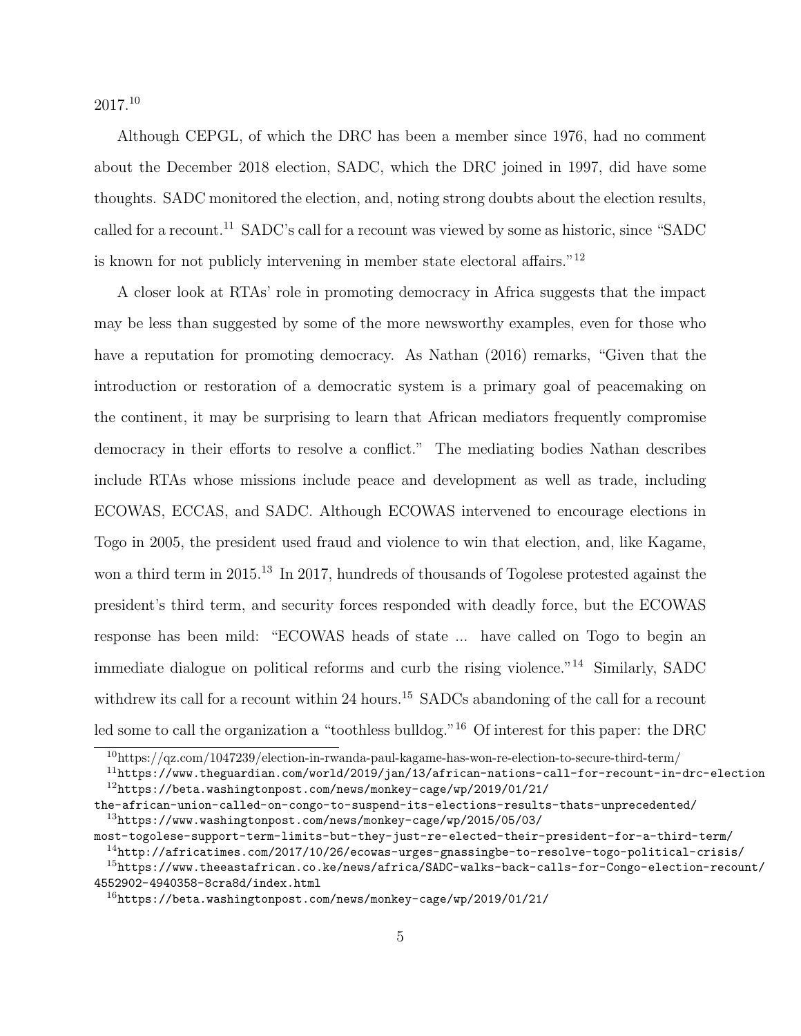2017.[10]

Although CEPGL, of which the DRC has been a member since 1976, had no comment about the December 2018 election, SADC, which the DRC joined in 1997, did have some thoughts. SADC monitored the election, and, noting strong doubts about the election results, called for a recount.[11] SADC's call for a recount was viewed by some as historic, since "SADC is known for not publicly intervening in member state electoral affairs."[12]

A closer look at RTAs' role in promoting democracy in Africa suggests that the impact may be less than suggested by some of the more newsworthy examples, even for those who have a reputation for promoting democracy. As Nathan (2016) remarks, "Given that the introduction or restoration of a democratic system is a primary goal of peacemaking on the continent, it may be surprising to learn that African mediators frequently compromise democracy in their efforts to resolve a conflict." The mediating bodies Nathan describes include RTAs whose missions include peace and development as well as trade, including ECOWAS, ECCAS, and SADC. Although ECOWAS intervened to encourage elections in Togo in 2005, the president used fraud and violence to win that election, and, like Kagame, won a third term in 2015.[13] In 2017, hundreds of thousands of Togolese protested against the president's third term, and security forces responded with deadly force, but the ECOWAS response has been mild: "ECOWAS heads of state ... have called on Togo to begin an immediate dialogue on political reforms and curb the rising violence."[14] Similarly, SADC withdrew its call for a recount within 24 hours.[15] SADCs abandoning of the call for a recount led some to call the organization a "toothless bulldog."[16] Of interest for this paper: the DRC

[10] https://qz.com/1047239/election-in-rwanda-paul-kagame-has-won-re-election-to-secure-third-term/

[11] https://www.theguardian.com/world/2019/jan/13/african-nations-call-for-recount-in-drc-election

[12] https://beta.washingtonpost.com/news/monkey-cage/wp/2019/01/21/the-african-union-called-on-congo-to-suspend-its-elections-results-thats-unprecedented/

[13] https://www.washingtonpost.com/news/monkey-cage/wp/2015/05/03/most-togolese-support-term-limits-but-they-just-re-elected-their-president-for-a-third-term/

[14] http://africatimes.com/2017/10/26/ecowas-urges-gnassingbe-to-resolve-togo-political-crisis/

[15] https://www.theeastafrican.co.ke/news/africa/SADC-walks-back-calls-for-Congo-election-recount/4552902-4940358-8cra8d/index.html

[16] https://beta.washingtonpost.com/news/monkey-cage/wp/2019/01/21/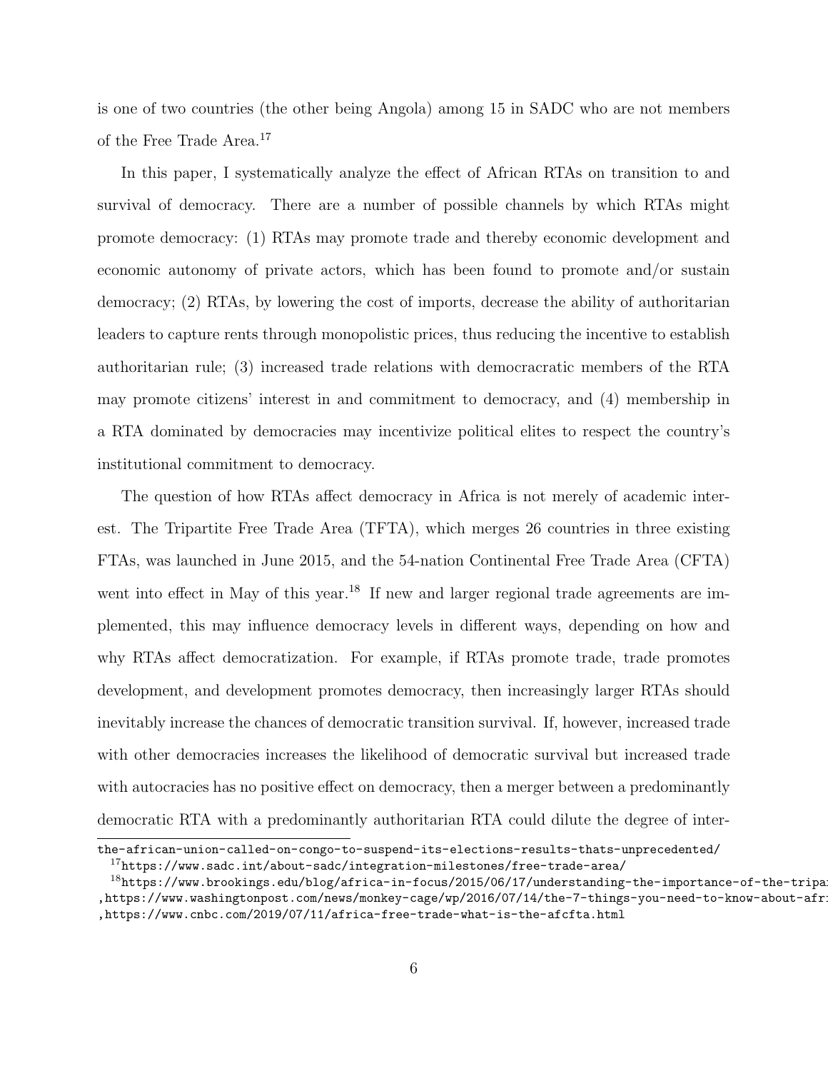is one of two countries (the other being Angola) among 15 in SADC who are not members of the Free Trade Area.[17]

In this paper, I systematically analyze the effect of African RTAs on transition to and survival of democracy. There are a number of possible channels by which RTAs might promote democracy: (1) RTAs may promote trade and thereby economic development and economic autonomy of private actors, which has been found to promote and/or sustain democracy; (2) RTAs, by lowering the cost of imports, decrease the ability of authoritarian leaders to capture rents through monopolistic prices, thus reducing the incentive to establish authoritarian rule; (3) increased trade relations with democracratic members of the RTA may promote citizens' interest in and commitment to democracy, and (4) membership in a RTA dominated by democracies may incentivize political elites to respect the country's institutional commitment to democracy.

The question of how RTAs affect democracy in Africa is not merely of academic interest. The Tripartite Free Trade Area (TFTA), which merges 26 countries in three existing FTAs, was launched in June 2015, and the 54-nation Continental Free Trade Area (CFTA) went into effect in May of this year.[18] If new and larger regional trade agreements are implemented, this may influence democracy levels in different ways, depending on how and why RTAs affect democratization. For example, if RTAs promote trade, trade promotes development, and development promotes democracy, then increasingly larger RTAs should inevitably increase the chances of democratic transition survival. If, however, increased trade with other democracies increases the likelihood of democratic survival but increased trade with autocracies has no positive effect on democracy, then a merger between a predominantly democratic RTA with a predominantly authoritarian RTA could dilute the degree of inter-

the-african-union-called-on-congo-to-suspend-its-elections-results-thats-unprecedented/

[17]https://www.sadc.int/about-sadc/integration-milestones/free-trade-area/

[18]https://www.brookings.edu/blog/africa-in-focus/2015/06/17/understanding-the-importance-of-the-tripa
,https://www.washingtonpost.com/news/monkey-cage/wp/2016/07/14/the-7-things-you-need-to-know-about-afr
,https://www.cnbc.com/2019/07/11/africa-free-trade-what-is-the-afcfta.html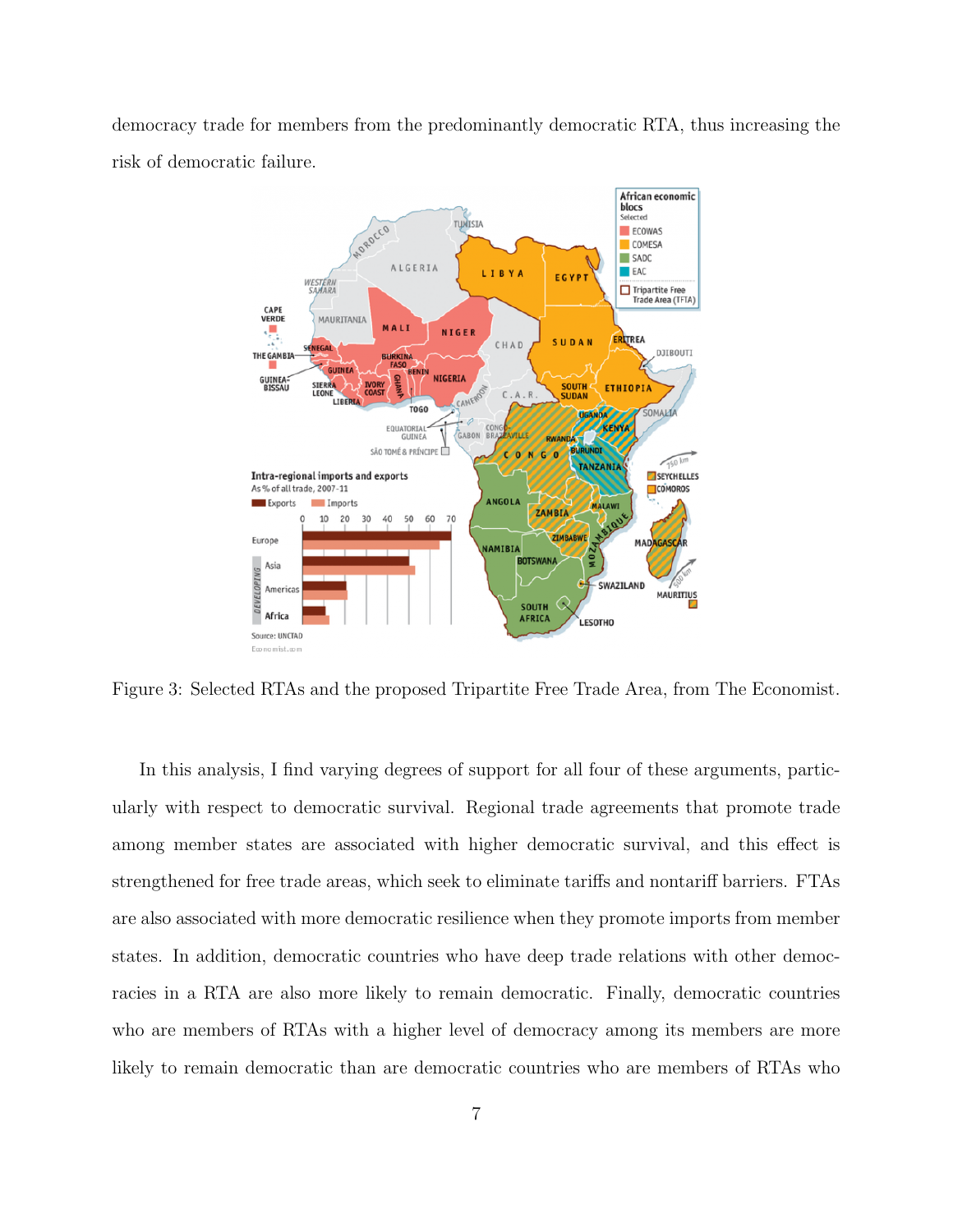democracy trade for members from the predominantly democratic RTA, thus increasing the risk of democratic failure.

Figure 3: Selected RTAs and the proposed Tripartite Free Trade Area, from The Economist.

In this analysis, I find varying degrees of support for all four of these arguments, particularly with respect to democratic survival. Regional trade agreements that promote trade among member states are associated with higher democratic survival, and this effect is strengthened for free trade areas, which seek to eliminate tariffs and nontariff barriers. FTAs are also associated with more democratic resilience when they promote imports from member states. In addition, democratic countries who have deep trade relations with other democracies in a RTA are also more likely to remain democratic. Finally, democratic countries who are members of RTAs with a higher level of democracy among its members are more likely to remain democratic than are democratic countries who are members of RTAs who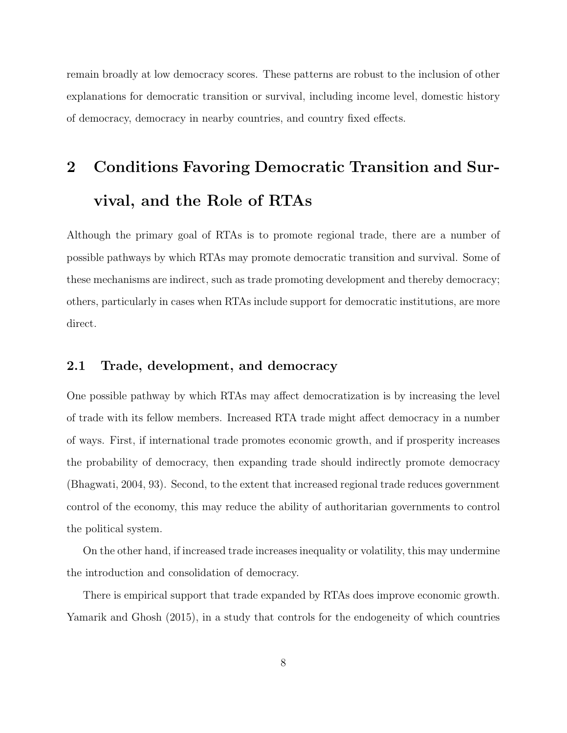remain broadly at low democracy scores. These patterns are robust to the inclusion of other explanations for democratic transition or survival, including income level, domestic history of democracy, democracy in nearby countries, and country fixed effects.

# 2 Conditions Favoring Democratic Transition and Survival, and the Role of RTAs

Although the primary goal of RTAs is to promote regional trade, there are a number of possible pathways by which RTAs may promote democratic transition and survival. Some of these mechanisms are indirect, such as trade promoting development and thereby democracy; others, particularly in cases when RTAs include support for democratic institutions, are more direct.

## 2.1 Trade, development, and democracy

One possible pathway by which RTAs may affect democratization is by increasing the level of trade with its fellow members. Increased RTA trade might affect democracy in a number of ways. First, if international trade promotes economic growth, and if prosperity increases the probability of democracy, then expanding trade should indirectly promote democracy (Bhagwati, 2004, 93). Second, to the extent that increased regional trade reduces government control of the economy, this may reduce the ability of authoritarian governments to control the political system.

On the other hand, if increased trade increases inequality or volatility, this may undermine the introduction and consolidation of democracy.

There is empirical support that trade expanded by RTAs does improve economic growth. Yamarik and Ghosh (2015), in a study that controls for the endogeneity of which countries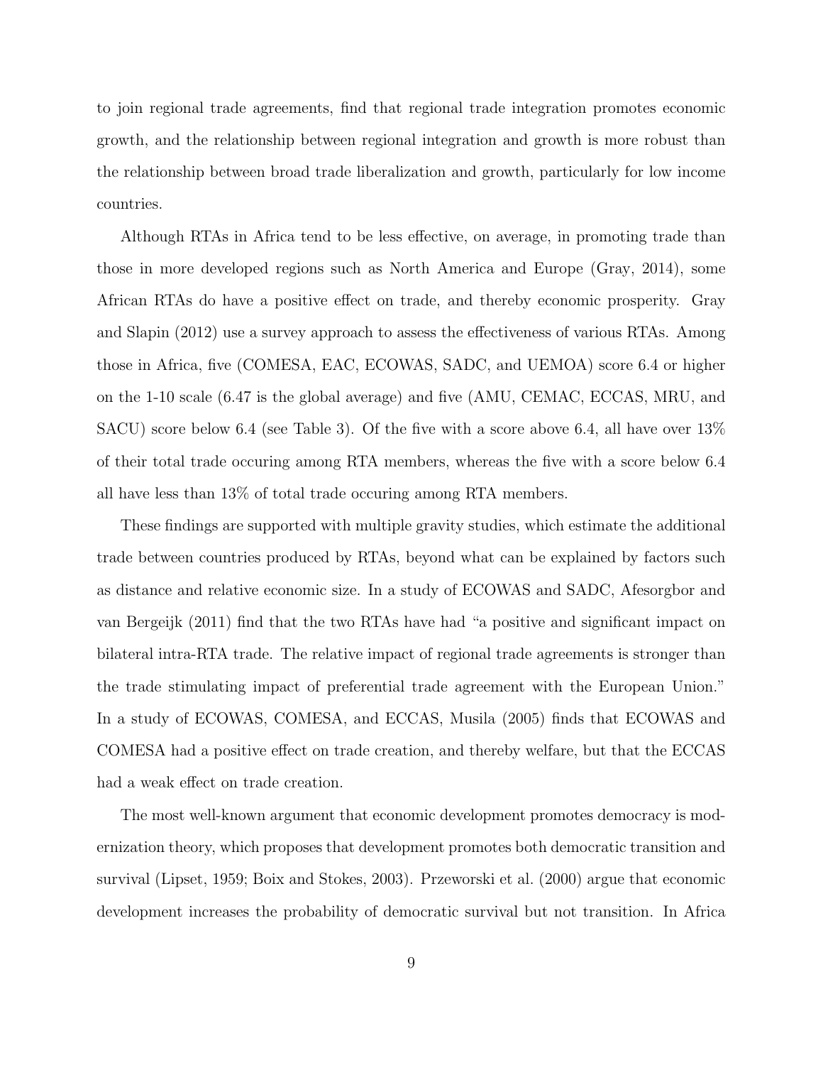to join regional trade agreements, find that regional trade integration promotes economic growth, and the relationship between regional integration and growth is more robust than the relationship between broad trade liberalization and growth, particularly for low income countries.

Although RTAs in Africa tend to be less effective, on average, in promoting trade than those in more developed regions such as North America and Europe (Gray, 2014), some African RTAs do have a positive effect on trade, and thereby economic prosperity. Gray and Slapin (2012) use a survey approach to assess the effectiveness of various RTAs. Among those in Africa, five (COMESA, EAC, ECOWAS, SADC, and UEMOA) score 6.4 or higher on the 1-10 scale (6.47 is the global average) and five (AMU, CEMAC, ECCAS, MRU, and SACU) score below 6.4 (see Table 3). Of the five with a score above 6.4, all have over 13% of their total trade occuring among RTA members, whereas the five with a score below 6.4 all have less than 13% of total trade occuring among RTA members.

These findings are supported with multiple gravity studies, which estimate the additional trade between countries produced by RTAs, beyond what can be explained by factors such as distance and relative economic size. In a study of ECOWAS and SADC, Afesorgbor and van Bergeijk (2011) find that the two RTAs have had "a positive and significant impact on bilateral intra-RTA trade. The relative impact of regional trade agreements is stronger than the trade stimulating impact of preferential trade agreement with the European Union." In a study of ECOWAS, COMESA, and ECCAS, Musila (2005) finds that ECOWAS and COMESA had a positive effect on trade creation, and thereby welfare, but that the ECCAS had a weak effect on trade creation.

The most well-known argument that economic development promotes democracy is modernization theory, which proposes that development promotes both democratic transition and survival (Lipset, 1959; Boix and Stokes, 2003). Przeworski et al. (2000) argue that economic development increases the probability of democratic survival but not transition. In Africa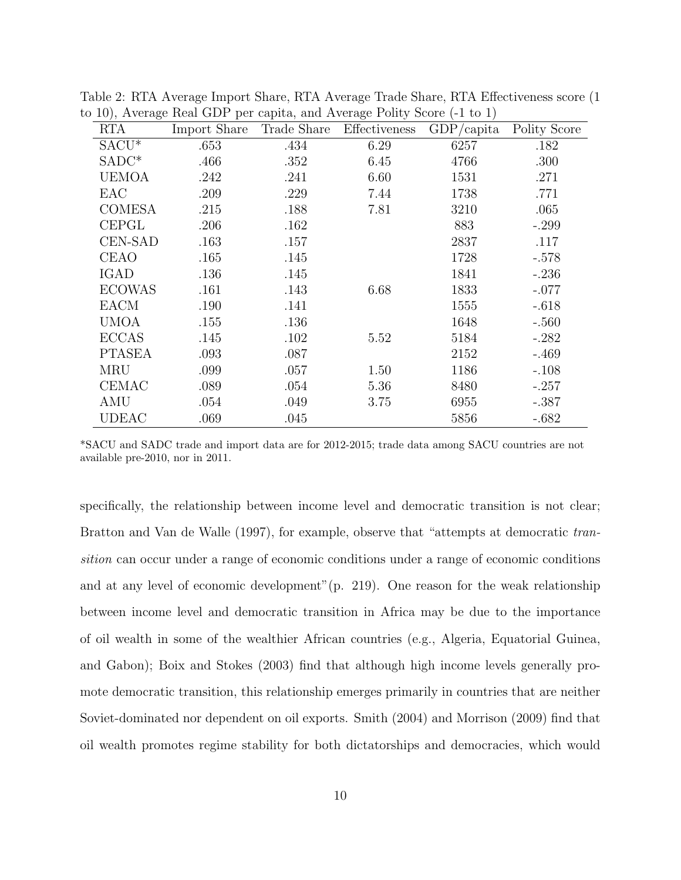Table 2: RTA Average Import Share, RTA Average Trade Share, RTA Effectiveness score (1 to 10), Average Real GDP per capita, and Average Polity Score (-1 to 1)

| RTA | Import Share | Trade Share | Effectiveness | GDP/capita | Polity Score |
|---|---|---|---|---|---|
| SACU* | .653 | .434 | 6.29 | 6257 | .182 |
| SADC* | .466 | .352 | 6.45 | 4766 | .300 |
| UEMOA | .242 | .241 | 6.60 | 1531 | .271 |
| EAC | .209 | .229 | 7.44 | 1738 | .771 |
| COMESA | .215 | .188 | 7.81 | 3210 | .065 |
| CEPGL | .206 | .162 | | 883 | -.299 |
| CEN-SAD | .163 | .157 | | 2837 | .117 |
| CEAO | .165 | .145 | | 1728 | -.578 |
| IGAD | .136 | .145 | | 1841 | -.236 |
| ECOWAS | .161 | .143 | 6.68 | 1833 | -.077 |
| EACM | .190 | .141 | | 1555 | -.618 |
| UMOA | .155 | .136 | | 1648 | -.560 |
| ECCAS | .145 | .102 | 5.52 | 5184 | -.282 |
| PTASEA | .093 | .087 | | 2152 | -.469 |
| MRU | .099 | .057 | 1.50 | 1186 | -.108 |
| CEMAC | .089 | .054 | 5.36 | 8480 | -.257 |
| AMU | .054 | .049 | 3.75 | 6955 | -.387 |
| UDEAC | .069 | .045 | | 5856 | -.682 |

*SACU and SADC trade and import data are for 2012-2015; trade data among SACU countries are not available pre-2010, nor in 2011.

specifically, the relationship between income level and democratic transition is not clear; Bratton and Van de Walle (1997), for example, observe that "attempts at democratic *transition* can occur under a range of economic conditions under a range of economic conditions and at any level of economic development"(p. 219). One reason for the weak relationship between income level and democratic transition in Africa may be due to the importance of oil wealth in some of the wealthier African countries (e.g., Algeria, Equatorial Guinea, and Gabon); Boix and Stokes (2003) find that although high income levels generally promote democratic transition, this relationship emerges primarily in countries that are neither Soviet-dominated nor dependent on oil exports. Smith (2004) and Morrison (2009) find that oil wealth promotes regime stability for both dictatorships and democracies, which would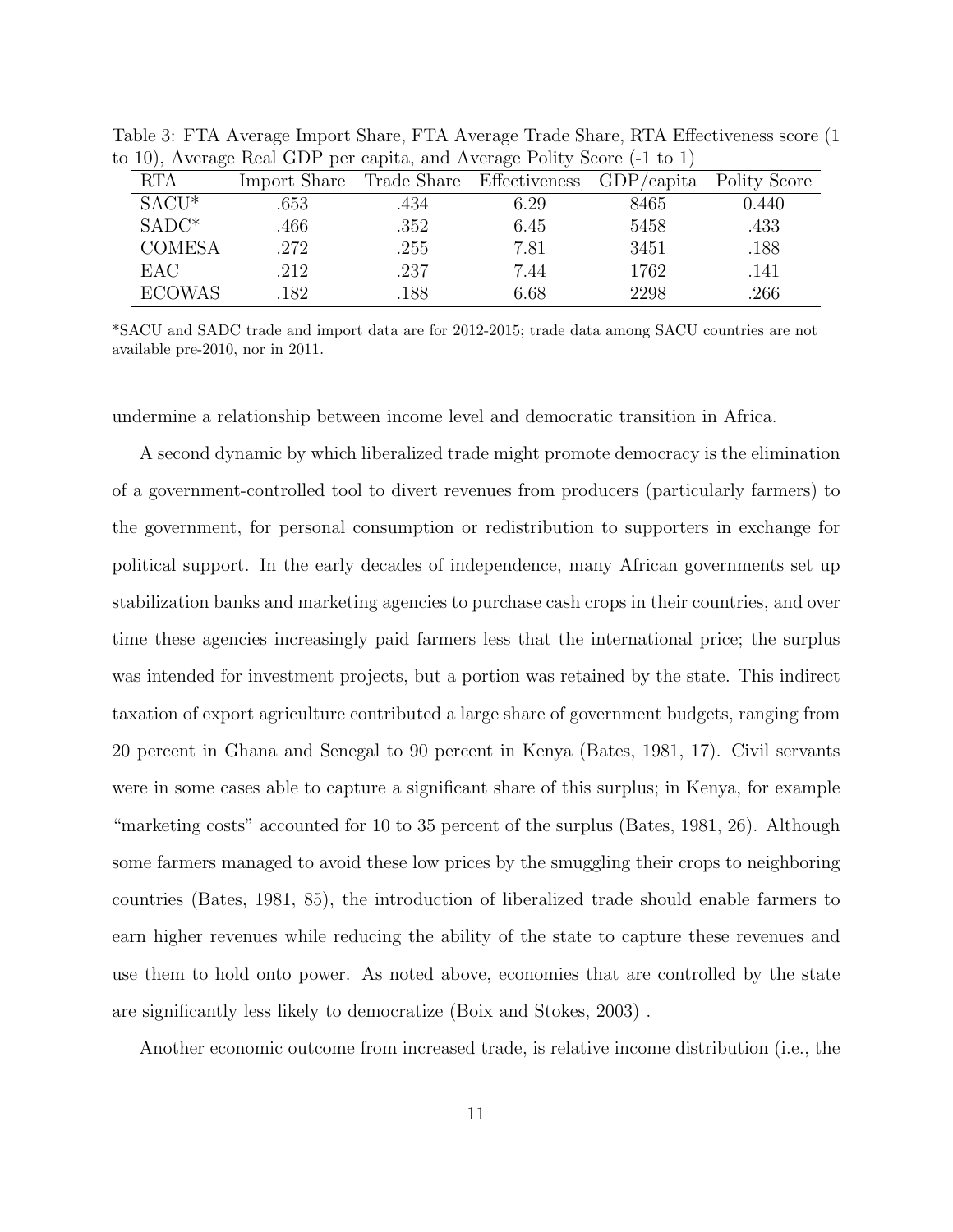Table 3: FTA Average Import Share, FTA Average Trade Share, RTA Effectiveness score (1 to 10), Average Real GDP per capita, and Average Polity Score (-1 to 1)

| RTA | Import Share | Trade Share | Effectiveness | GDP/capita | Polity Score |
|---|---|---|---|---|---|
| SACU* | .653 | .434 | 6.29 | 8465 | 0.440 |
| SADC* | .466 | .352 | 6.45 | 5458 | .433 |
| COMESA | .272 | .255 | 7.81 | 3451 | .188 |
| EAC | .212 | .237 | 7.44 | 1762 | .141 |
| ECOWAS | .182 | .188 | 6.68 | 2298 | .266 |

*SACU and SADC trade and import data are for 2012-2015; trade data among SACU countries are not available pre-2010, nor in 2011.

undermine a relationship between income level and democratic transition in Africa.

A second dynamic by which liberalized trade might promote democracy is the elimination of a government-controlled tool to divert revenues from producers (particularly farmers) to the government, for personal consumption or redistribution to supporters in exchange for political support. In the early decades of independence, many African governments set up stabilization banks and marketing agencies to purchase cash crops in their countries, and over time these agencies increasingly paid farmers less that the international price; the surplus was intended for investment projects, but a portion was retained by the state. This indirect taxation of export agriculture contributed a large share of government budgets, ranging from 20 percent in Ghana and Senegal to 90 percent in Kenya (Bates, 1981, 17). Civil servants were in some cases able to capture a significant share of this surplus; in Kenya, for example "marketing costs" accounted for 10 to 35 percent of the surplus (Bates, 1981, 26). Although some farmers managed to avoid these low prices by the smuggling their crops to neighboring countries (Bates, 1981, 85), the introduction of liberalized trade should enable farmers to earn higher revenues while reducing the ability of the state to capture these revenues and use them to hold onto power. As noted above, economies that are controlled by the state are significantly less likely to democratize (Boix and Stokes, 2003) .

Another economic outcome from increased trade, is relative income distribution (i.e., the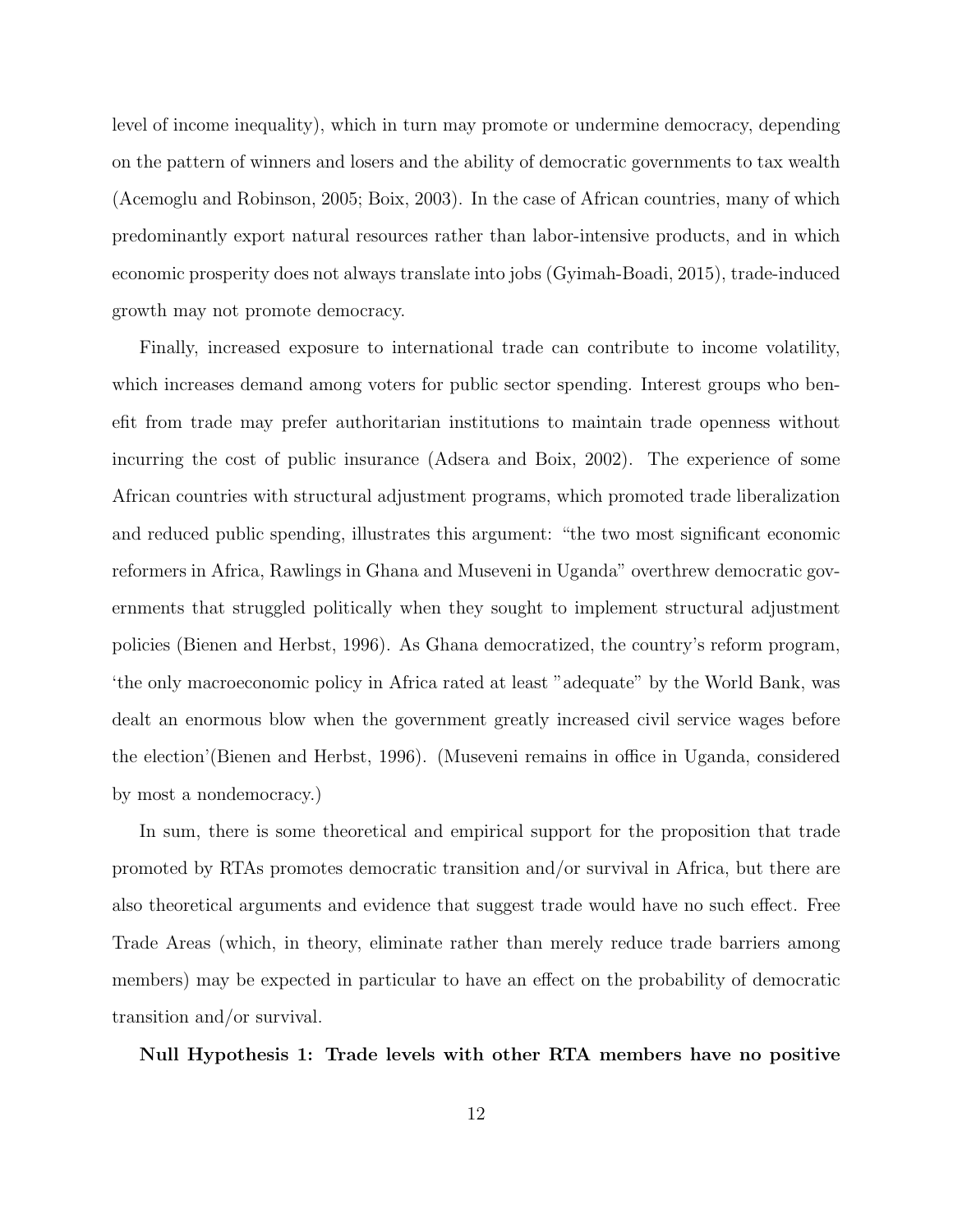level of income inequality), which in turn may promote or undermine democracy, depending on the pattern of winners and losers and the ability of democratic governments to tax wealth (Acemoglu and Robinson, 2005; Boix, 2003). In the case of African countries, many of which predominantly export natural resources rather than labor-intensive products, and in which economic prosperity does not always translate into jobs (Gyimah-Boadi, 2015), trade-induced growth may not promote democracy.

Finally, increased exposure to international trade can contribute to income volatility, which increases demand among voters for public sector spending. Interest groups who benefit from trade may prefer authoritarian institutions to maintain trade openness without incurring the cost of public insurance (Adsera and Boix, 2002). The experience of some African countries with structural adjustment programs, which promoted trade liberalization and reduced public spending, illustrates this argument: "the two most significant economic reformers in Africa, Rawlings in Ghana and Museveni in Uganda" overthrew democratic governments that struggled politically when they sought to implement structural adjustment policies (Bienen and Herbst, 1996). As Ghana democratized, the country's reform program, 'the only macroeconomic policy in Africa rated at least "adequate" by the World Bank, was dealt an enormous blow when the government greatly increased civil service wages before the election'(Bienen and Herbst, 1996). (Museveni remains in office in Uganda, considered by most a nondemocracy.)

In sum, there is some theoretical and empirical support for the proposition that trade promoted by RTAs promotes democratic transition and/or survival in Africa, but there are also theoretical arguments and evidence that suggest trade would have no such effect. Free Trade Areas (which, in theory, eliminate rather than merely reduce trade barriers among members) may be expected in particular to have an effect on the probability of democratic transition and/or survival.

**Null Hypothesis 1: Trade levels with other RTA members have no positive**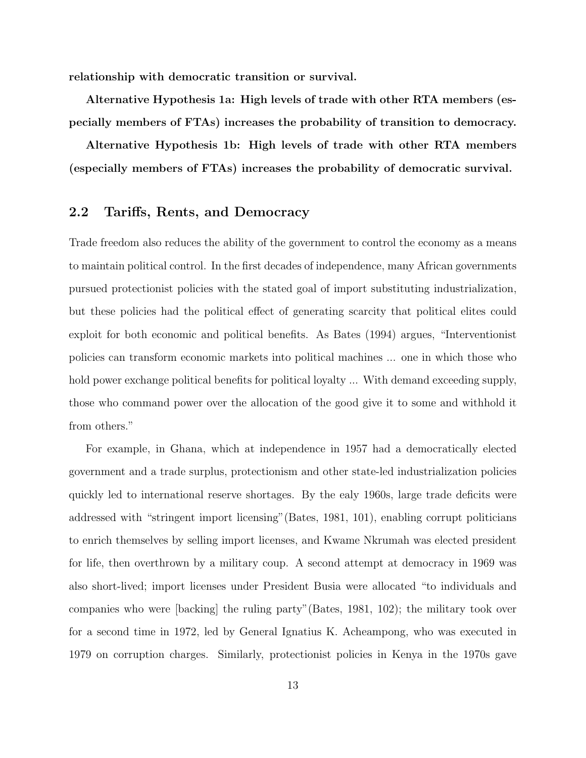**relationship with democratic transition or survival.**

**Alternative Hypothesis 1a: High levels of trade with other RTA members (especially members of FTAs) increases the probability of transition to democracy.**

**Alternative Hypothesis 1b: High levels of trade with other RTA members (especially members of FTAs) increases the probability of democratic survival.**

## 2.2 Tariffs, Rents, and Democracy

Trade freedom also reduces the ability of the government to control the economy as a means to maintain political control. In the first decades of independence, many African governments pursued protectionist policies with the stated goal of import substituting industrialization, but these policies had the political effect of generating scarcity that political elites could exploit for both economic and political benefits. As Bates (1994) argues, "Interventionist policies can transform economic markets into political machines ... one in which those who hold power exchange political benefits for political loyalty ... With demand exceeding supply, those who command power over the allocation of the good give it to some and withhold it from others."

For example, in Ghana, which at independence in 1957 had a democratically elected government and a trade surplus, protectionism and other state-led industrialization policies quickly led to international reserve shortages. By the ealy 1960s, large trade deficits were addressed with "stringent import licensing"(Bates, 1981, 101), enabling corrupt politicians to enrich themselves by selling import licenses, and Kwame Nkrumah was elected president for life, then overthrown by a military coup. A second attempt at democracy in 1969 was also short-lived; import licenses under President Busia were allocated "to individuals and companies who were [backing] the ruling party"(Bates, 1981, 102); the military took over for a second time in 1972, led by General Ignatius K. Acheampong, who was executed in 1979 on corruption charges. Similarly, protectionist policies in Kenya in the 1970s gave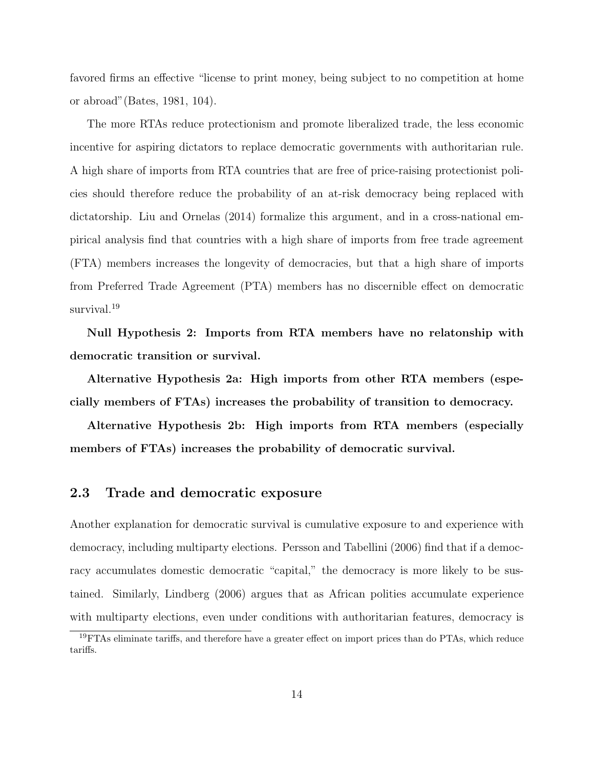favored firms an effective "license to print money, being subject to no competition at home or abroad"(Bates, 1981, 104).

The more RTAs reduce protectionism and promote liberalized trade, the less economic incentive for aspiring dictators to replace democratic governments with authoritarian rule. A high share of imports from RTA countries that are free of price-raising protectionist policies should therefore reduce the probability of an at-risk democracy being replaced with dictatorship. Liu and Ornelas (2014) formalize this argument, and in a cross-national empirical analysis find that countries with a high share of imports from free trade agreement (FTA) members increases the longevity of democracies, but that a high share of imports from Preferred Trade Agreement (PTA) members has no discernible effect on democratic survival.[19]

**Null Hypothesis 2: Imports from RTA members have no relatonship with democratic transition or survival.**

**Alternative Hypothesis 2a: High imports from other RTA members (especially members of FTAs) increases the probability of transition to democracy.**

**Alternative Hypothesis 2b: High imports from RTA members (especially members of FTAs) increases the probability of democratic survival.**

## 2.3 Trade and democratic exposure

Another explanation for democratic survival is cumulative exposure to and experience with democracy, including multiparty elections. Persson and Tabellini (2006) find that if a democracy accumulates domestic democratic "capital," the democracy is more likely to be sustained. Similarly, Lindberg (2006) argues that as African polities accumulate experience with multiparty elections, even under conditions with authoritarian features, democracy is

[19]FTAs eliminate tariffs, and therefore have a greater effect on import prices than do PTAs, which reduce tariffs.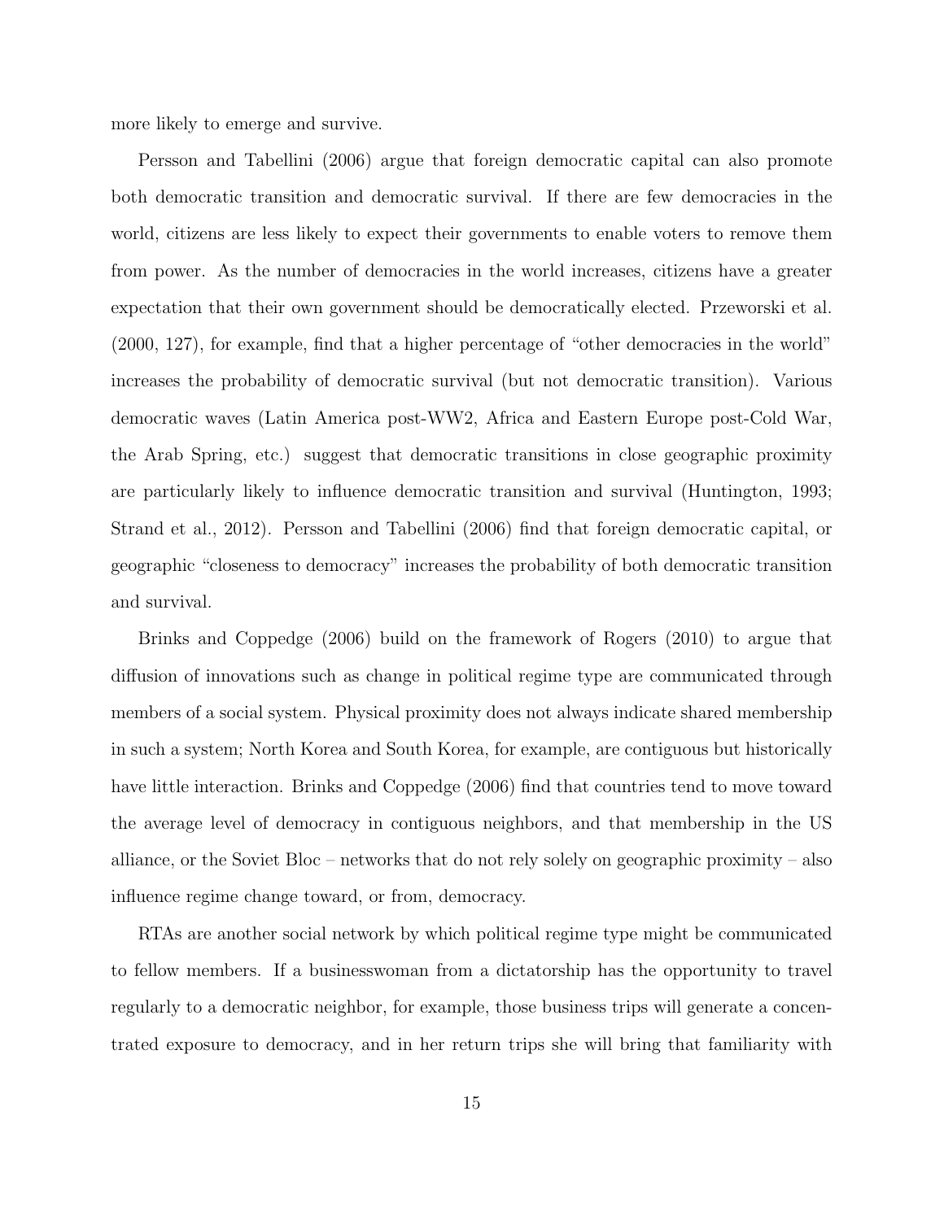more likely to emerge and survive.

Persson and Tabellini (2006) argue that foreign democratic capital can also promote both democratic transition and democratic survival. If there are few democracies in the world, citizens are less likely to expect their governments to enable voters to remove them from power. As the number of democracies in the world increases, citizens have a greater expectation that their own government should be democratically elected. Przeworski et al. (2000, 127), for example, find that a higher percentage of "other democracies in the world" increases the probability of democratic survival (but not democratic transition). Various democratic waves (Latin America post-WW2, Africa and Eastern Europe post-Cold War, the Arab Spring, etc.) suggest that democratic transitions in close geographic proximity are particularly likely to influence democratic transition and survival (Huntington, 1993; Strand et al., 2012). Persson and Tabellini (2006) find that foreign democratic capital, or geographic "closeness to democracy" increases the probability of both democratic transition and survival.

Brinks and Coppedge (2006) build on the framework of Rogers (2010) to argue that diffusion of innovations such as change in political regime type are communicated through members of a social system. Physical proximity does not always indicate shared membership in such a system; North Korea and South Korea, for example, are contiguous but historically have little interaction. Brinks and Coppedge (2006) find that countries tend to move toward the average level of democracy in contiguous neighbors, and that membership in the US alliance, or the Soviet Bloc – networks that do not rely solely on geographic proximity – also influence regime change toward, or from, democracy.

RTAs are another social network by which political regime type might be communicated to fellow members. If a businesswoman from a dictatorship has the opportunity to travel regularly to a democratic neighbor, for example, those business trips will generate a concentrated exposure to democracy, and in her return trips she will bring that familiarity with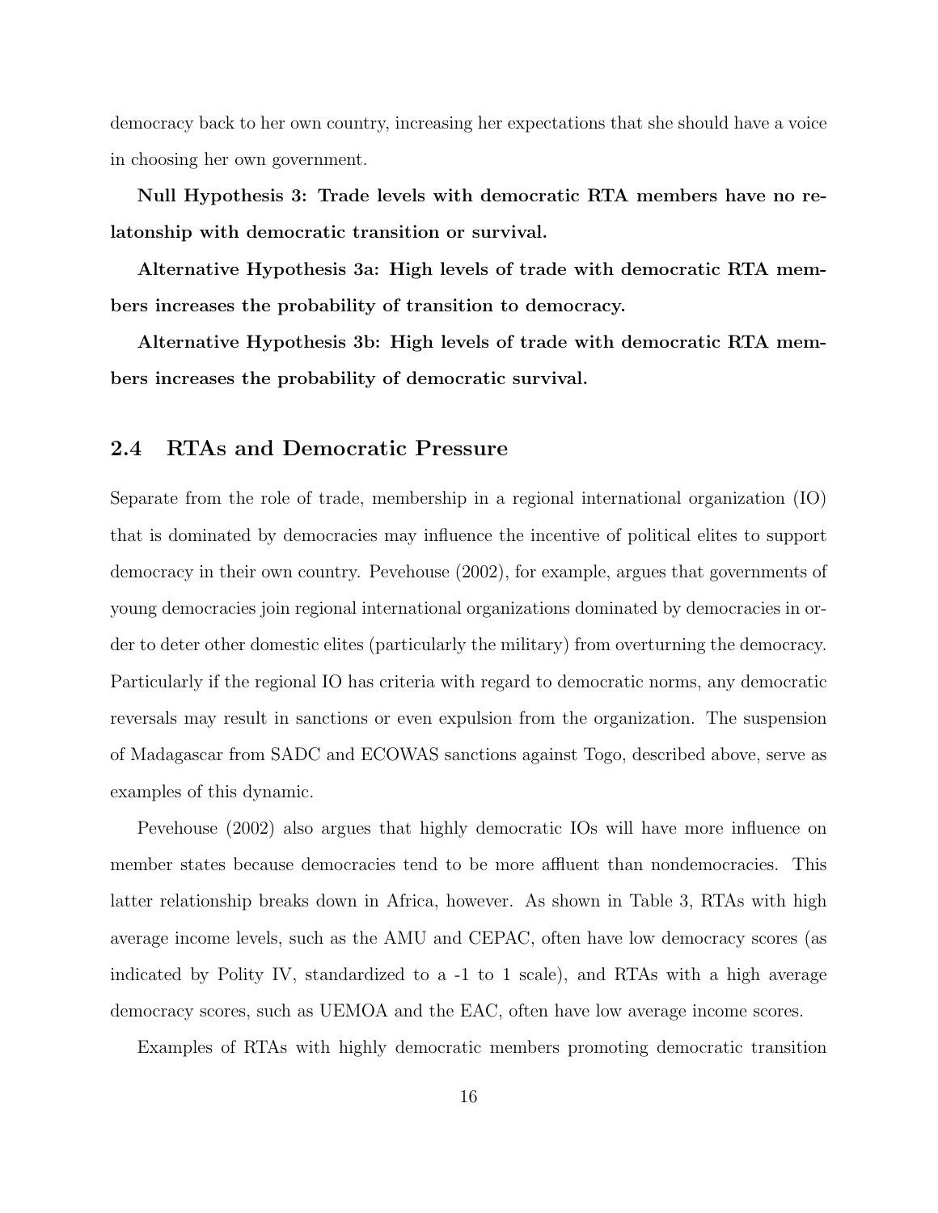democracy back to her own country, increasing her expectations that she should have a voice in choosing her own government.

**Null Hypothesis 3: Trade levels with democratic RTA members have no relatonship with democratic transition or survival.**

**Alternative Hypothesis 3a: High levels of trade with democratic RTA members increases the probability of transition to democracy.**

**Alternative Hypothesis 3b: High levels of trade with democratic RTA members increases the probability of democratic survival.**

## 2.4 RTAs and Democratic Pressure

Separate from the role of trade, membership in a regional international organization (IO) that is dominated by democracies may influence the incentive of political elites to support democracy in their own country. Pevehouse (2002), for example, argues that governments of young democracies join regional international organizations dominated by democracies in order to deter other domestic elites (particularly the military) from overturning the democracy. Particularly if the regional IO has criteria with regard to democratic norms, any democratic reversals may result in sanctions or even expulsion from the organization. The suspension of Madagascar from SADC and ECOWAS sanctions against Togo, described above, serve as examples of this dynamic.

Pevehouse (2002) also argues that highly democratic IOs will have more influence on member states because democracies tend to be more affluent than nondemocracies. This latter relationship breaks down in Africa, however. As shown in Table 3, RTAs with high average income levels, such as the AMU and CEPAC, often have low democracy scores (as indicated by Polity IV, standardized to a -1 to 1 scale), and RTAs with a high average democracy scores, such as UEMOA and the EAC, often have low average income scores.

Examples of RTAs with highly democratic members promoting democratic transition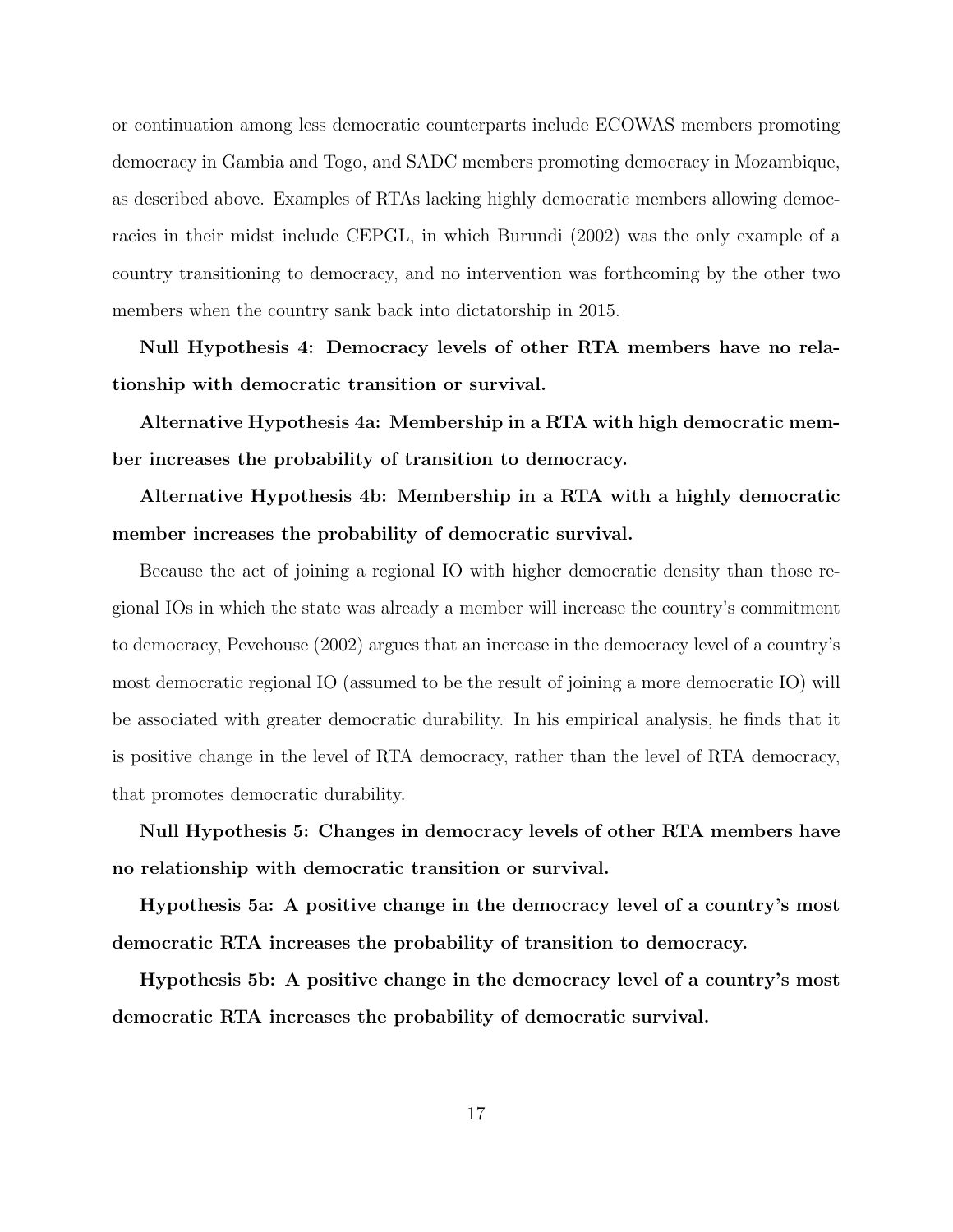or continuation among less democratic counterparts include ECOWAS members promoting democracy in Gambia and Togo, and SADC members promoting democracy in Mozambique, as described above. Examples of RTAs lacking highly democratic members allowing democracies in their midst include CEPGL, in which Burundi (2002) was the only example of a country transitioning to democracy, and no intervention was forthcoming by the other two members when the country sank back into dictatorship in 2015.

**Null Hypothesis 4: Democracy levels of other RTA members have no relationship with democratic transition or survival.**

**Alternative Hypothesis 4a: Membership in a RTA with high democratic member increases the probability of transition to democracy.**

**Alternative Hypothesis 4b: Membership in a RTA with a highly democratic member increases the probability of democratic survival.**

Because the act of joining a regional IO with higher democratic density than those regional IOs in which the state was already a member will increase the country's commitment to democracy, Pevehouse (2002) argues that an increase in the democracy level of a country's most democratic regional IO (assumed to be the result of joining a more democratic IO) will be associated with greater democratic durability. In his empirical analysis, he finds that it is positive change in the level of RTA democracy, rather than the level of RTA democracy, that promotes democratic durability.

**Null Hypothesis 5: Changes in democracy levels of other RTA members have no relationship with democratic transition or survival.**

**Hypothesis 5a: A positive change in the democracy level of a country's most democratic RTA increases the probability of transition to democracy.**

**Hypothesis 5b: A positive change in the democracy level of a country's most democratic RTA increases the probability of democratic survival.**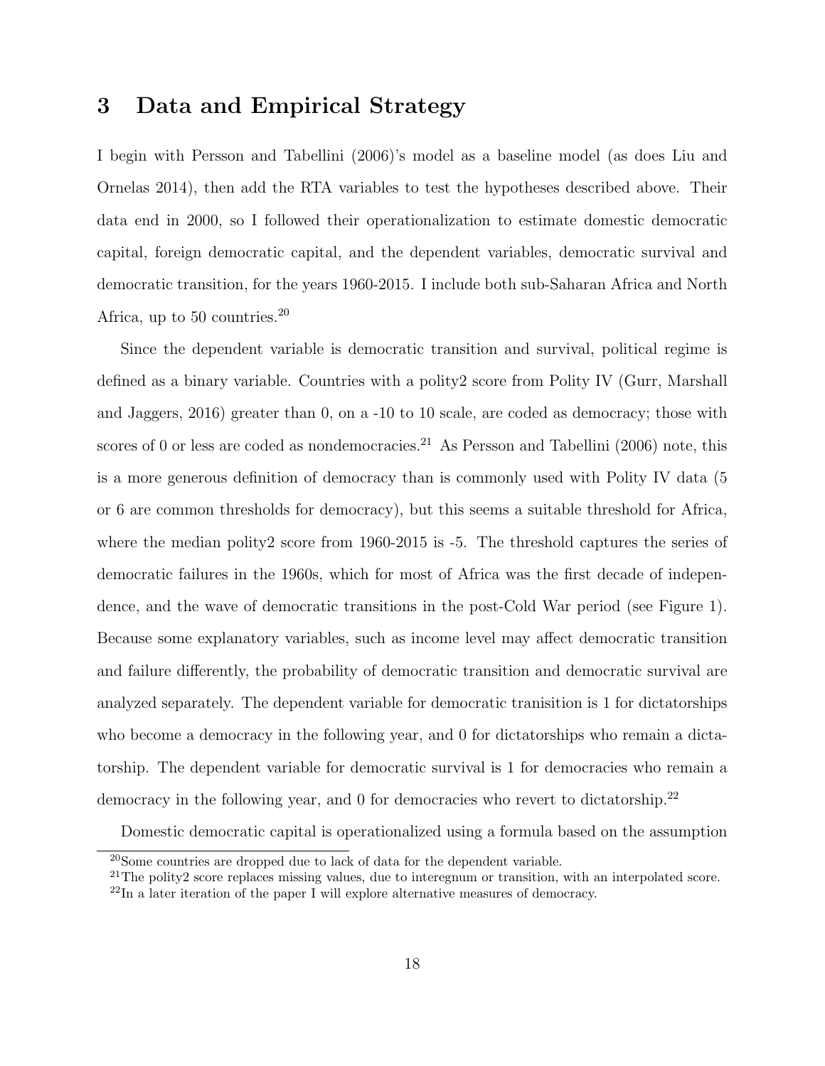# 3 Data and Empirical Strategy

I begin with Persson and Tabellini (2006)'s model as a baseline model (as does Liu and Ornelas 2014), then add the RTA variables to test the hypotheses described above. Their data end in 2000, so I followed their operationalization to estimate domestic democratic capital, foreign democratic capital, and the dependent variables, democratic survival and democratic transition, for the years 1960-2015. I include both sub-Saharan Africa and North Africa, up to 50 countries.[20]

Since the dependent variable is democratic transition and survival, political regime is defined as a binary variable. Countries with a polity2 score from Polity IV (Gurr, Marshall and Jaggers, 2016) greater than 0, on a -10 to 10 scale, are coded as democracy; those with scores of 0 or less are coded as nondemocracies.[21] As Persson and Tabellini (2006) note, this is a more generous definition of democracy than is commonly used with Polity IV data (5 or 6 are common thresholds for democracy), but this seems a suitable threshold for Africa, where the median polity2 score from 1960-2015 is -5. The threshold captures the series of democratic failures in the 1960s, which for most of Africa was the first decade of independence, and the wave of democratic transitions in the post-Cold War period (see Figure 1). Because some explanatory variables, such as income level may affect democratic transition and failure differently, the probability of democratic transition and democratic survival are analyzed separately. The dependent variable for democratic tranisition is 1 for dictatorships who become a democracy in the following year, and 0 for dictatorships who remain a dictatorship. The dependent variable for democratic survival is 1 for democracies who remain a democracy in the following year, and 0 for democracies who revert to dictatorship.[22]

Domestic democratic capital is operationalized using a formula based on the assumption

[20] Some countries are dropped due to lack of data for the dependent variable.

[21] The polity2 score replaces missing values, due to interegnum or transition, with an interpolated score.

[22] In a later iteration of the paper I will explore alternative measures of democracy.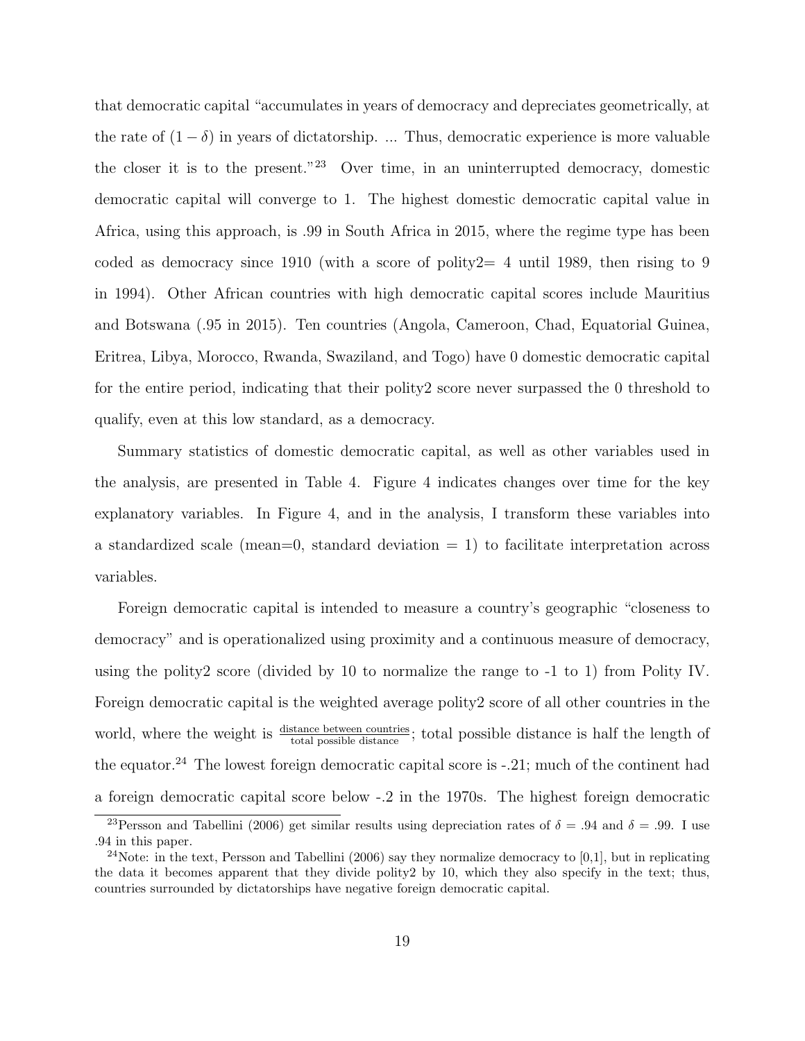that democratic capital "accumulates in years of democracy and depreciates geometrically, at the rate of $(1-\delta)$ in years of dictatorship. ... Thus, democratic experience is more valuable the closer it is to the present."[23] Over time, in an uninterrupted democracy, domestic democratic capital will converge to 1. The highest domestic democratic capital value in Africa, using this approach, is .99 in South Africa in 2015, where the regime type has been coded as democracy since 1910 (with a score of polity2= 4 until 1989, then rising to 9 in 1994). Other African countries with high democratic capital scores include Mauritius and Botswana (.95 in 2015). Ten countries (Angola, Cameroon, Chad, Equatorial Guinea, Eritrea, Libya, Morocco, Rwanda, Swaziland, and Togo) have 0 domestic democratic capital for the entire period, indicating that their polity2 score never surpassed the 0 threshold to qualify, even at this low standard, as a democracy.

Summary statistics of domestic democratic capital, as well as other variables used in the analysis, are presented in Table 4. Figure 4 indicates changes over time for the key explanatory variables. In Figure 4, and in the analysis, I transform these variables into a standardized scale (mean=0, standard deviation = 1) to facilitate interpretation across variables.

Foreign democratic capital is intended to measure a country's geographic "closeness to democracy" and is operationalized using proximity and a continuous measure of democracy, using the polity2 score (divided by 10 to normalize the range to -1 to 1) from Polity IV. Foreign democratic capital is the weighted average polity2 score of all other countries in the world, where the weight is $\frac{\text{distance between countries}}{\text{total possible distance}}$; total possible distance is half the length of the equator.[24] The lowest foreign democratic capital score is -.21; much of the continent had a foreign democratic capital score below -.2 in the 1970s. The highest foreign democratic

[23] Persson and Tabellini (2006) get similar results using depreciation rates of $\delta = .94$ and $\delta = .99$. I use .94 in this paper.

[24] Note: in the text, Persson and Tabellini (2006) say they normalize democracy to [0,1], but in replicating the data it becomes apparent that they divide polity2 by 10, which they also specify in the text; thus, countries surrounded by dictatorships have negative foreign democratic capital.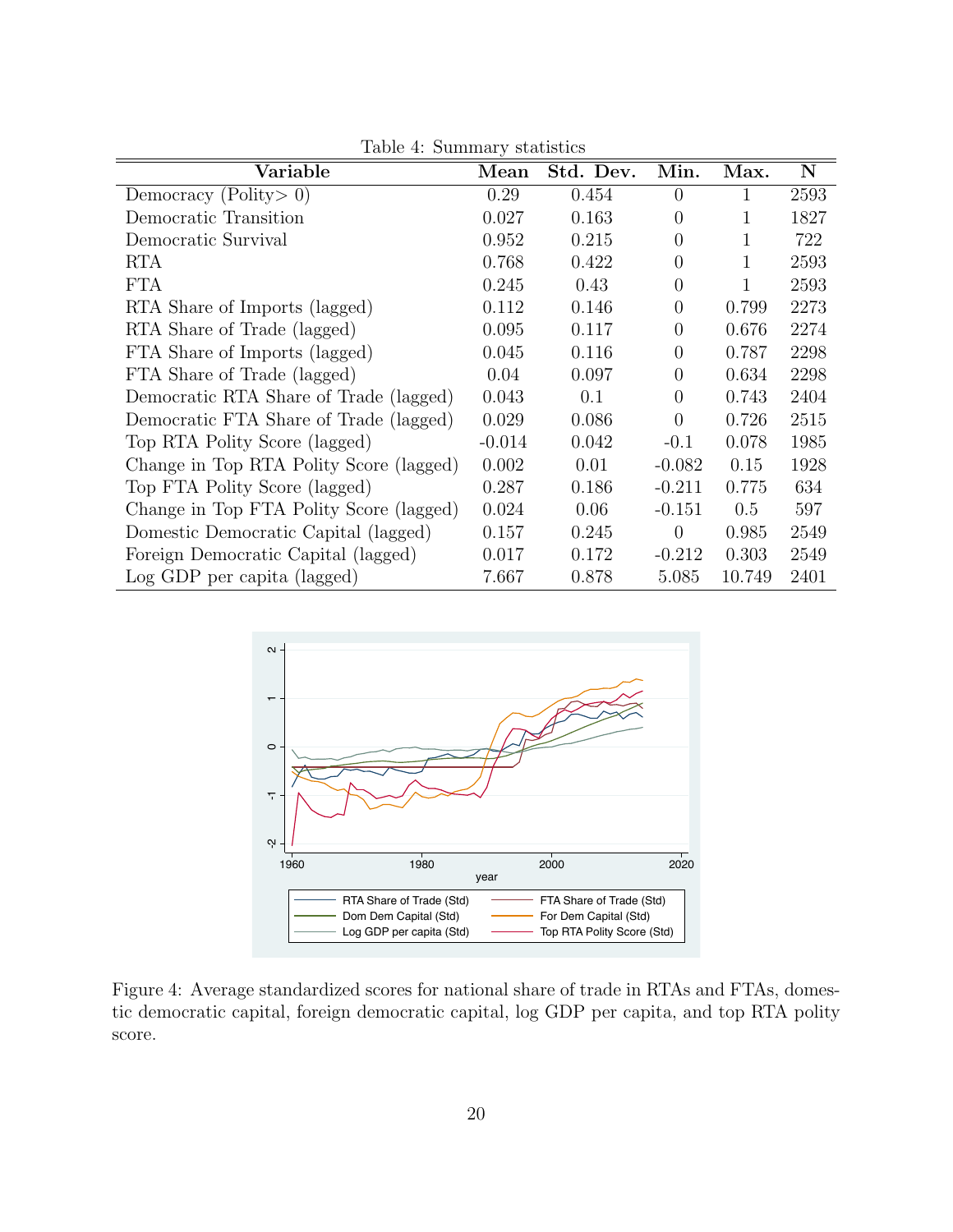Table 4: Summary statistics

| Variable | Mean | Std. Dev. | Min. | Max. | N |
|---|---|---|---|---|---|
| Democracy (Polity> 0) | 0.29 | 0.454 | 0 | 1 | 2593 |
| Democratic Transition | 0.027 | 0.163 | 0 | 1 | 1827 |
| Democratic Survival | 0.952 | 0.215 | 0 | 1 | 722 |
| RTA | 0.768 | 0.422 | 0 | 1 | 2593 |
| FTA | 0.245 | 0.43 | 0 | 1 | 2593 |
| RTA Share of Imports (lagged) | 0.112 | 0.146 | 0 | 0.799 | 2273 |
| RTA Share of Trade (lagged) | 0.095 | 0.117 | 0 | 0.676 | 2274 |
| FTA Share of Imports (lagged) | 0.045 | 0.116 | 0 | 0.787 | 2298 |
| FTA Share of Trade (lagged) | 0.04 | 0.097 | 0 | 0.634 | 2298 |
| Democratic RTA Share of Trade (lagged) | 0.043 | 0.1 | 0 | 0.743 | 2404 |
| Democratic FTA Share of Trade (lagged) | 0.029 | 0.086 | 0 | 0.726 | 2515 |
| Top RTA Polity Score (lagged) | -0.014 | 0.042 | -0.1 | 0.078 | 1985 |
| Change in Top RTA Polity Score (lagged) | 0.002 | 0.01 | -0.082 | 0.15 | 1928 |
| Top FTA Polity Score (lagged) | 0.287 | 0.186 | -0.211 | 0.775 | 634 |
| Change in Top FTA Polity Score (lagged) | 0.024 | 0.06 | -0.151 | 0.5 | 597 |
| Domestic Democratic Capital (lagged) | 0.157 | 0.245 | 0 | 0.985 | 2549 |
| Foreign Democratic Capital (lagged) | 0.017 | 0.172 | -0.212 | 0.303 | 2549 |
| Log GDP per capita (lagged) | 7.667 | 0.878 | 5.085 | 10.749 | 2401 |

Figure 4: Average standardized scores for national share of trade in RTAs and FTAs, domestic democratic capital, foreign democratic capital, log GDP per capita, and top RTA polity score.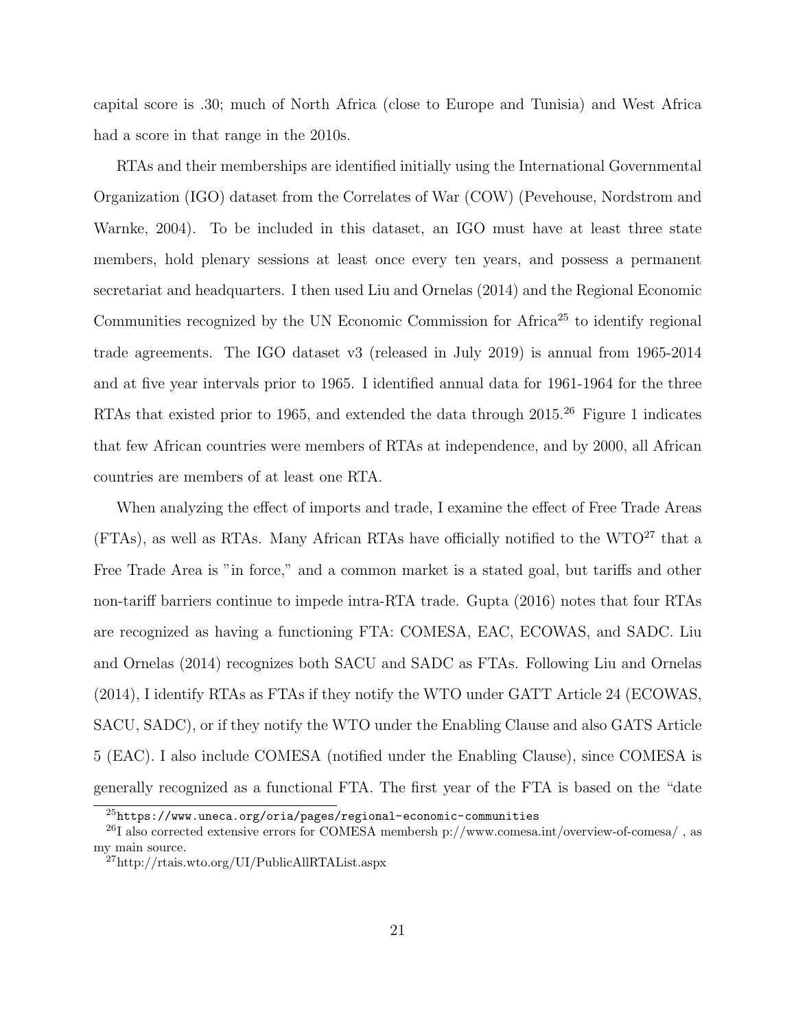capital score is .30; much of North Africa (close to Europe and Tunisia) and West Africa had a score in that range in the 2010s.

RTAs and their memberships are identified initially using the International Governmental Organization (IGO) dataset from the Correlates of War (COW) (Pevehouse, Nordstrom and Warnke, 2004). To be included in this dataset, an IGO must have at least three state members, hold plenary sessions at least once every ten years, and possess a permanent secretariat and headquarters. I then used Liu and Ornelas (2014) and the Regional Economic Communities recognized by the UN Economic Commission for Africa[25] to identify regional trade agreements. The IGO dataset v3 (released in July 2019) is annual from 1965-2014 and at five year intervals prior to 1965. I identified annual data for 1961-1964 for the three RTAs that existed prior to 1965, and extended the data through 2015.[26] Figure 1 indicates that few African countries were members of RTAs at independence, and by 2000, all African countries are members of at least one RTA.

When analyzing the effect of imports and trade, I examine the effect of Free Trade Areas (FTAs), as well as RTAs. Many African RTAs have officially notified to the WTO[27] that a Free Trade Area is "in force," and a common market is a stated goal, but tariffs and other non-tariff barriers continue to impede intra-RTA trade. Gupta (2016) notes that four RTAs are recognized as having a functioning FTA: COMESA, EAC, ECOWAS, and SADC. Liu and Ornelas (2014) recognizes both SACU and SADC as FTAs. Following Liu and Ornelas (2014), I identify RTAs as FTAs if they notify the WTO under GATT Article 24 (ECOWAS, SACU, SADC), or if they notify the WTO under the Enabling Clause and also GATS Article 5 (EAC). I also include COMESA (notified under the Enabling Clause), since COMESA is generally recognized as a functional FTA. The first year of the FTA is based on the "date

[25] https://www.uneca.org/oria/pages/regional-economic-communities

[26] I also corrected extensive errors for COMESA membersh p://www.comesa.int/overview-of-comesa/ , as my main source.

[27] http://rtais.wto.org/UI/PublicAllRTAList.aspx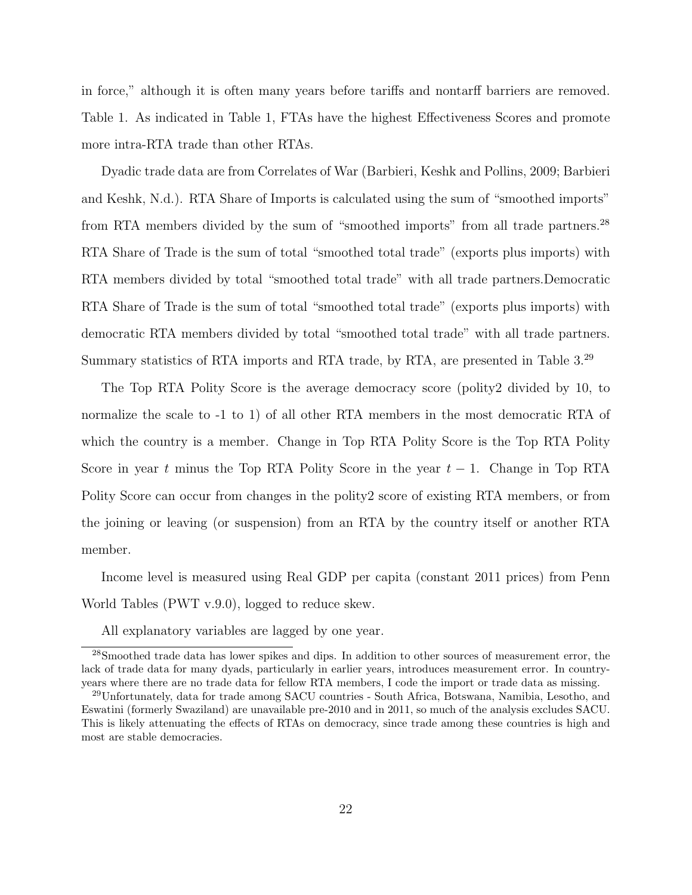in force," although it is often many years before tariffs and nontarff barriers are removed. Table 1. As indicated in Table 1, FTAs have the highest Effectiveness Scores and promote more intra-RTA trade than other RTAs.

Dyadic trade data are from Correlates of War (Barbieri, Keshk and Pollins, 2009; Barbieri and Keshk, N.d.). RTA Share of Imports is calculated using the sum of "smoothed imports" from RTA members divided by the sum of "smoothed imports" from all trade partners.[28] RTA Share of Trade is the sum of total "smoothed total trade" (exports plus imports) with RTA members divided by total "smoothed total trade" with all trade partners.Democratic RTA Share of Trade is the sum of total "smoothed total trade" (exports plus imports) with democratic RTA members divided by total "smoothed total trade" with all trade partners. Summary statistics of RTA imports and RTA trade, by RTA, are presented in Table 3.[29]

The Top RTA Polity Score is the average democracy score (polity2 divided by 10, to normalize the scale to -1 to 1) of all other RTA members in the most democratic RTA of which the country is a member. Change in Top RTA Polity Score is the Top RTA Polity Score in year $t$ minus the Top RTA Polity Score in the year $t-1$. Change in Top RTA Polity Score can occur from changes in the polity2 score of existing RTA members, or from the joining or leaving (or suspension) from an RTA by the country itself or another RTA member.

Income level is measured using Real GDP per capita (constant 2011 prices) from Penn World Tables (PWT v.9.0), logged to reduce skew.

All explanatory variables are lagged by one year.

[28]Smoothed trade data has lower spikes and dips. In addition to other sources of measurement error, the lack of trade data for many dyads, particularly in earlier years, introduces measurement error. In country-years where there are no trade data for fellow RTA members, I code the import or trade data as missing.

[29]Unfortunately, data for trade among SACU countries - South Africa, Botswana, Namibia, Lesotho, and Eswatini (formerly Swaziland) are unavailable pre-2010 and in 2011, so much of the analysis excludes SACU. This is likely attenuating the effects of RTAs on democracy, since trade among these countries is high and most are stable democracies.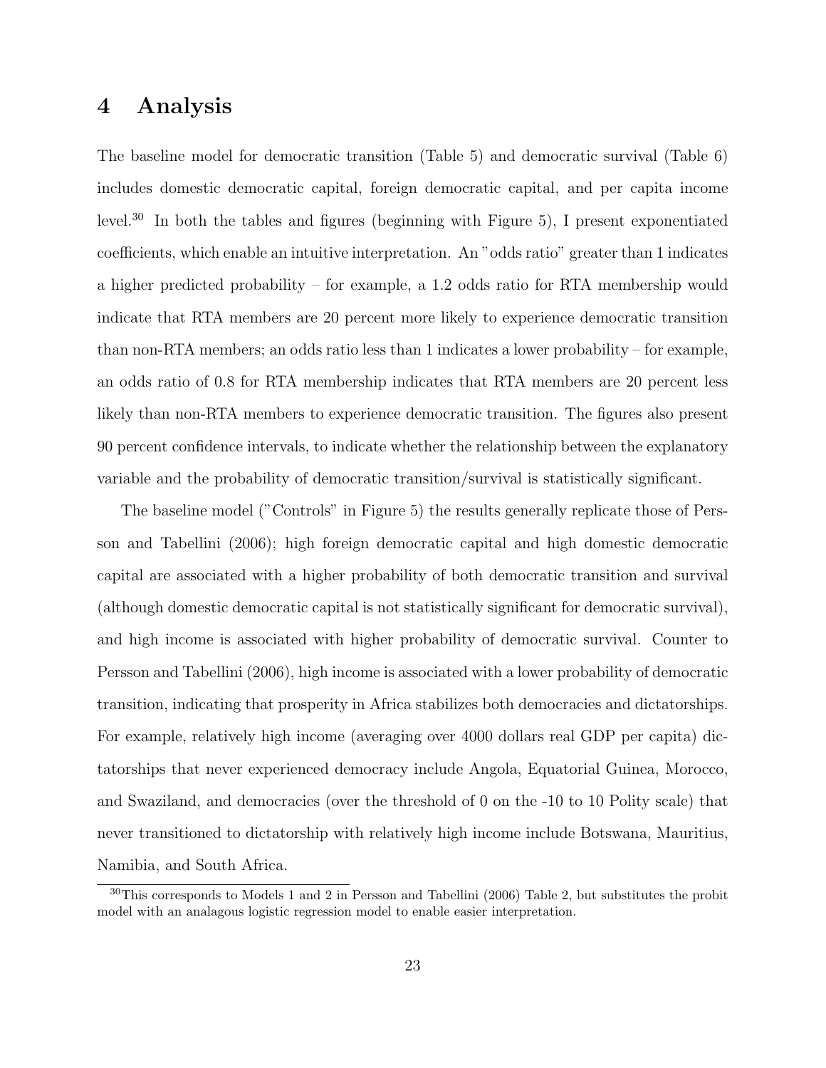# 4 Analysis

The baseline model for democratic transition (Table 5) and democratic survival (Table 6) includes domestic democratic capital, foreign democratic capital, and per capita income level.[30] In both the tables and figures (beginning with Figure 5), I present exponentiated coefficients, which enable an intuitive interpretation. An "odds ratio" greater than 1 indicates a higher predicted probability – for example, a 1.2 odds ratio for RTA membership would indicate that RTA members are 20 percent more likely to experience democratic transition than non-RTA members; an odds ratio less than 1 indicates a lower probability – for example, an odds ratio of 0.8 for RTA membership indicates that RTA members are 20 percent less likely than non-RTA members to experience democratic transition. The figures also present 90 percent confidence intervals, to indicate whether the relationship between the explanatory variable and the probability of democratic transition/survival is statistically significant.

The baseline model ("Controls" in Figure 5) the results generally replicate those of Persson and Tabellini (2006); high foreign democratic capital and high domestic democratic capital are associated with a higher probability of both democratic transition and survival (although domestic democratic capital is not statistically significant for democratic survival), and high income is associated with higher probability of democratic survival. Counter to Persson and Tabellini (2006), high income is associated with a lower probability of democratic transition, indicating that prosperity in Africa stabilizes both democracies and dictatorships. For example, relatively high income (averaging over 4000 dollars real GDP per capita) dictatorships that never experienced democracy include Angola, Equatorial Guinea, Morocco, and Swaziland, and democracies (over the threshold of 0 on the -10 to 10 Polity scale) that never transitioned to dictatorship with relatively high income include Botswana, Mauritius, Namibia, and South Africa.

[30] This corresponds to Models 1 and 2 in Persson and Tabellini (2006) Table 2, but substitutes the probit model with an analagous logistic regression model to enable easier interpretation.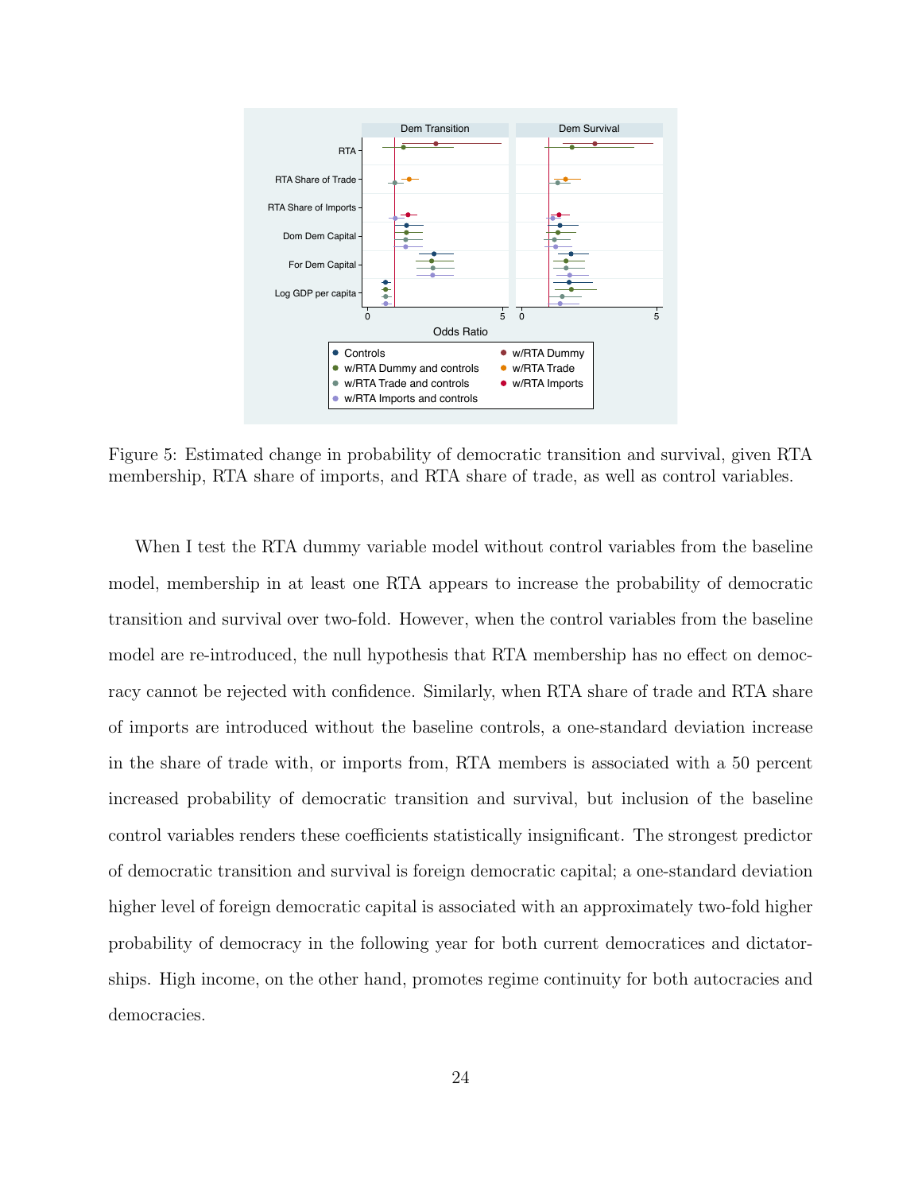Figure 5: Estimated change in probability of democratic transition and survival, given RTA membership, RTA share of imports, and RTA share of trade, as well as control variables.

When I test the RTA dummy variable model without control variables from the baseline model, membership in at least one RTA appears to increase the probability of democratic transition and survival over two-fold. However, when the control variables from the baseline model are re-introduced, the null hypothesis that RTA membership has no effect on democracy cannot be rejected with confidence. Similarly, when RTA share of trade and RTA share of imports are introduced without the baseline controls, a one-standard deviation increase in the share of trade with, or imports from, RTA members is associated with a 50 percent increased probability of democratic transition and survival, but inclusion of the baseline control variables renders these coefficients statistically insignificant. The strongest predictor of democratic transition and survival is foreign democratic capital; a one-standard deviation higher level of foreign democratic capital is associated with an approximately two-fold higher probability of democracy in the following year for both current democratices and dictatorships. High income, on the other hand, promotes regime continuity for both autocracies and democracies.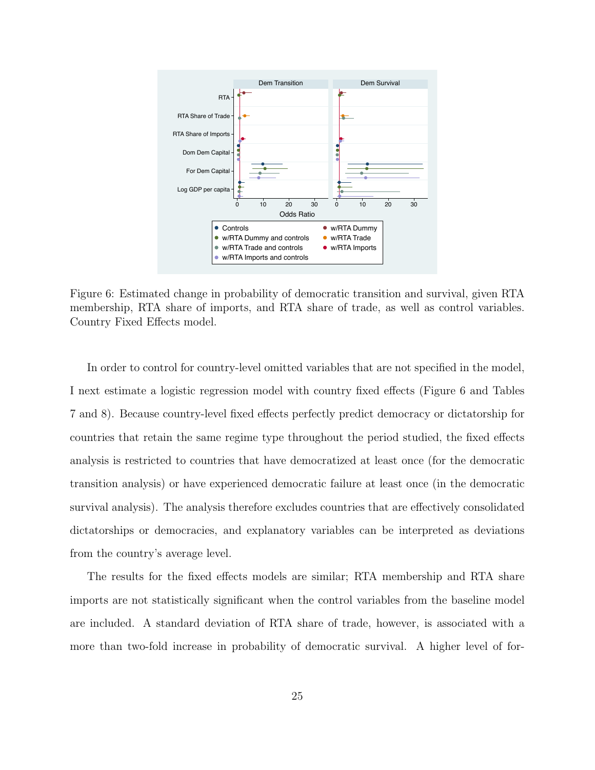Figure 6: Estimated change in probability of democratic transition and survival, given RTA membership, RTA share of imports, and RTA share of trade, as well as control variables. Country Fixed Effects model.

In order to control for country-level omitted variables that are not specified in the model, I next estimate a logistic regression model with country fixed effects (Figure 6 and Tables 7 and 8). Because country-level fixed effects perfectly predict democracy or dictatorship for countries that retain the same regime type throughout the period studied, the fixed effects analysis is restricted to countries that have democratized at least once (for the democratic transition analysis) or have experienced democratic failure at least once (in the democratic survival analysis). The analysis therefore excludes countries that are effectively consolidated dictatorships or democracies, and explanatory variables can be interpreted as deviations from the country's average level.

The results for the fixed effects models are similar; RTA membership and RTA share imports are not statistically significant when the control variables from the baseline model are included. A standard deviation of RTA share of trade, however, is associated with a more than two-fold increase in probability of democratic survival. A higher level of for-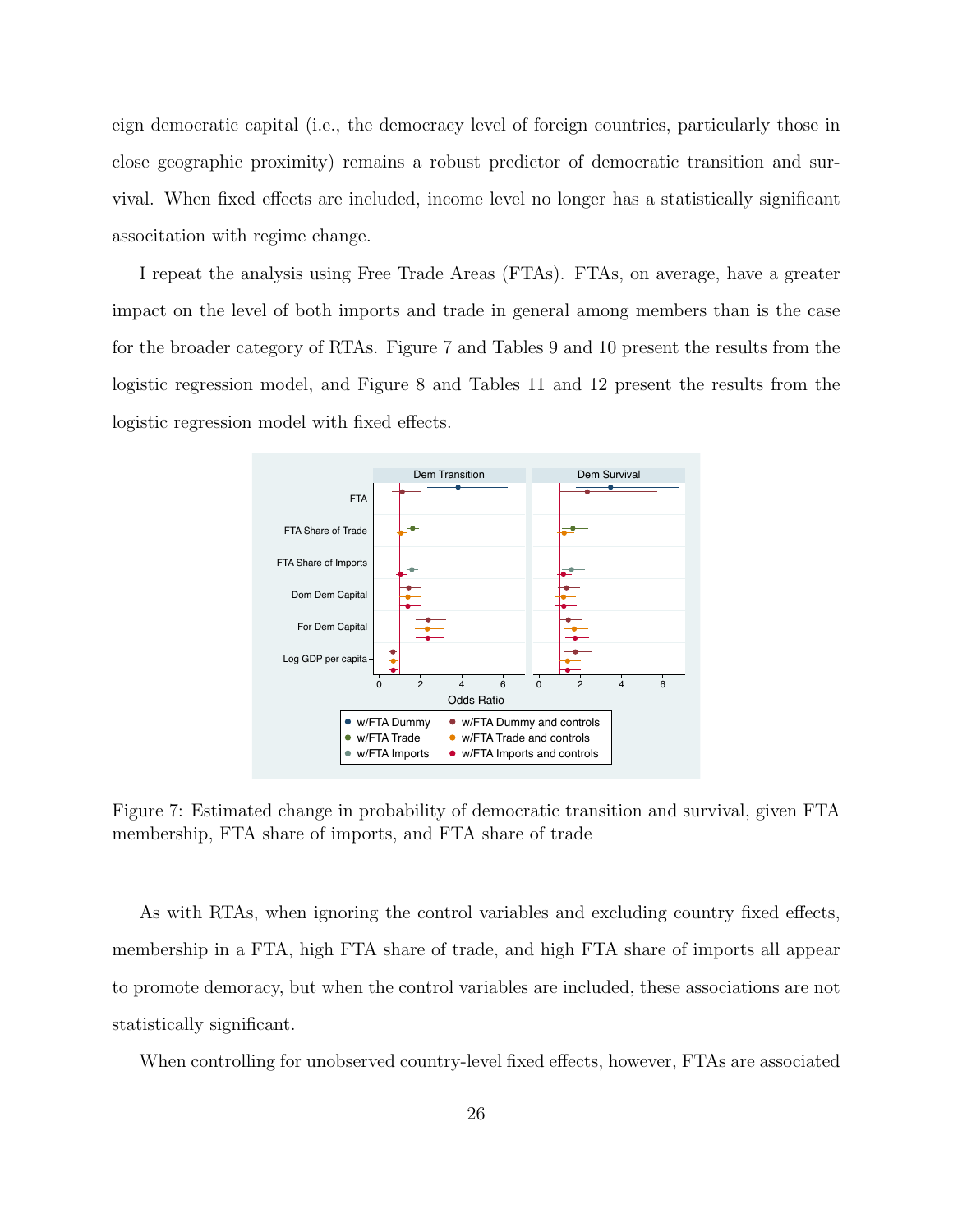eign democratic capital (i.e., the democracy level of foreign countries, particularly those in close geographic proximity) remains a robust predictor of democratic transition and survival. When fixed effects are included, income level no longer has a statistically significant assoc了tation with regime change.

I repeat the analysis using Free Trade Areas (FTAs). FTAs, on average, have a greater impact on the level of both imports and trade in general among members than is the case for the broader category of RTAs. Figure 7 and Tables 9 and 10 present the results from the logistic regression model, and Figure 8 and Tables 11 and 12 present the results from the logistic regression model with fixed effects.

Figure 7: Estimated change in probability of democratic transition and survival, given FTA membership, FTA share of imports, and FTA share of trade

As with RTAs, when ignoring the control variables and excluding country fixed effects, membership in a FTA, high FTA share of trade, and high FTA share of imports all appear to promote demoracy, but when the control variables are included, these associations are not statistically significant.

When controlling for unobserved country-level fixed effects, however, FTAs are associated

eign democratic capital (i.e., the democracy level of foreign countries, particularly those in close geographic proximity) remains a robust predictor of democratic transition and survival. When fixed effects are included, income level no longer has a statistically significant assocaitation with regime change.

I repeat the analysis using Free Trade Areas (FTAs). FTAs, on average, have a greater impact on the level of both imports and trade in general among members than is the case for the broader category of RTAs. Figure 7 and Tables 9 and 10 present the results from the logistic regression model, and Figure 8 and Tables 11 and 12 present the results from the logistic regression model with fixed effects.

Figure 7: Estimated change in probability of democratic transition and survival, given FTA membership, FTA share of imports, and FTA share of trade

As with RTAs, when ignoring the control variables and excluding country fixed effects, membership in a FTA, high FTA share of trade, and high FTA share of imports all appear to promote demoracy, but when the control variables are included, these associations are not statistically significant.

When controlling for unobserved country-level fixed effects, however, FTAs are associated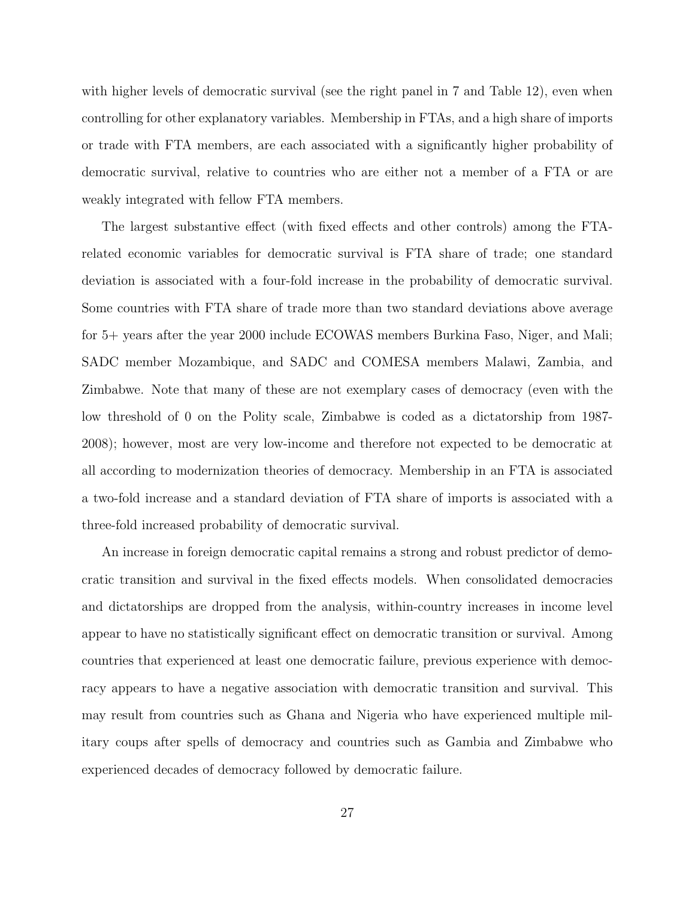with higher levels of democratic survival (see the right panel in 7 and Table 12), even when controlling for other explanatory variables. Membership in FTAs, and a high share of imports or trade with FTA members, are each associated with a significantly higher probability of democratic survival, relative to countries who are either not a member of a FTA or are weakly integrated with fellow FTA members.

The largest substantive effect (with fixed effects and other controls) among the FTA-related economic variables for democratic survival is FTA share of trade; one standard deviation is associated with a four-fold increase in the probability of democratic survival. Some countries with FTA share of trade more than two standard deviations above average for 5+ years after the year 2000 include ECOWAS members Burkina Faso, Niger, and Mali; SADC member Mozambique, and SADC and COMESA members Malawi, Zambia, and Zimbabwe. Note that many of these are not exemplary cases of democracy (even with the low threshold of 0 on the Polity scale, Zimbabwe is coded as a dictatorship from 1987-2008); however, most are very low-income and therefore not expected to be democratic at all according to modernization theories of democracy. Membership in an FTA is associated a two-fold increase and a standard deviation of FTA share of imports is associated with a three-fold increased probability of democratic survival.

An increase in foreign democratic capital remains a strong and robust predictor of democratic transition and survival in the fixed effects models. When consolidated democracies and dictatorships are dropped from the analysis, within-country increases in income level appear to have no statistically significant effect on democratic transition or survival. Among countries that experienced at least one democratic failure, previous experience with democracy appears to have a negative association with democratic transition and survival. This may result from countries such as Ghana and Nigeria who have experienced multiple military coups after spells of democracy and countries such as Gambia and Zimbabwe who experienced decades of democracy followed by democratic failure.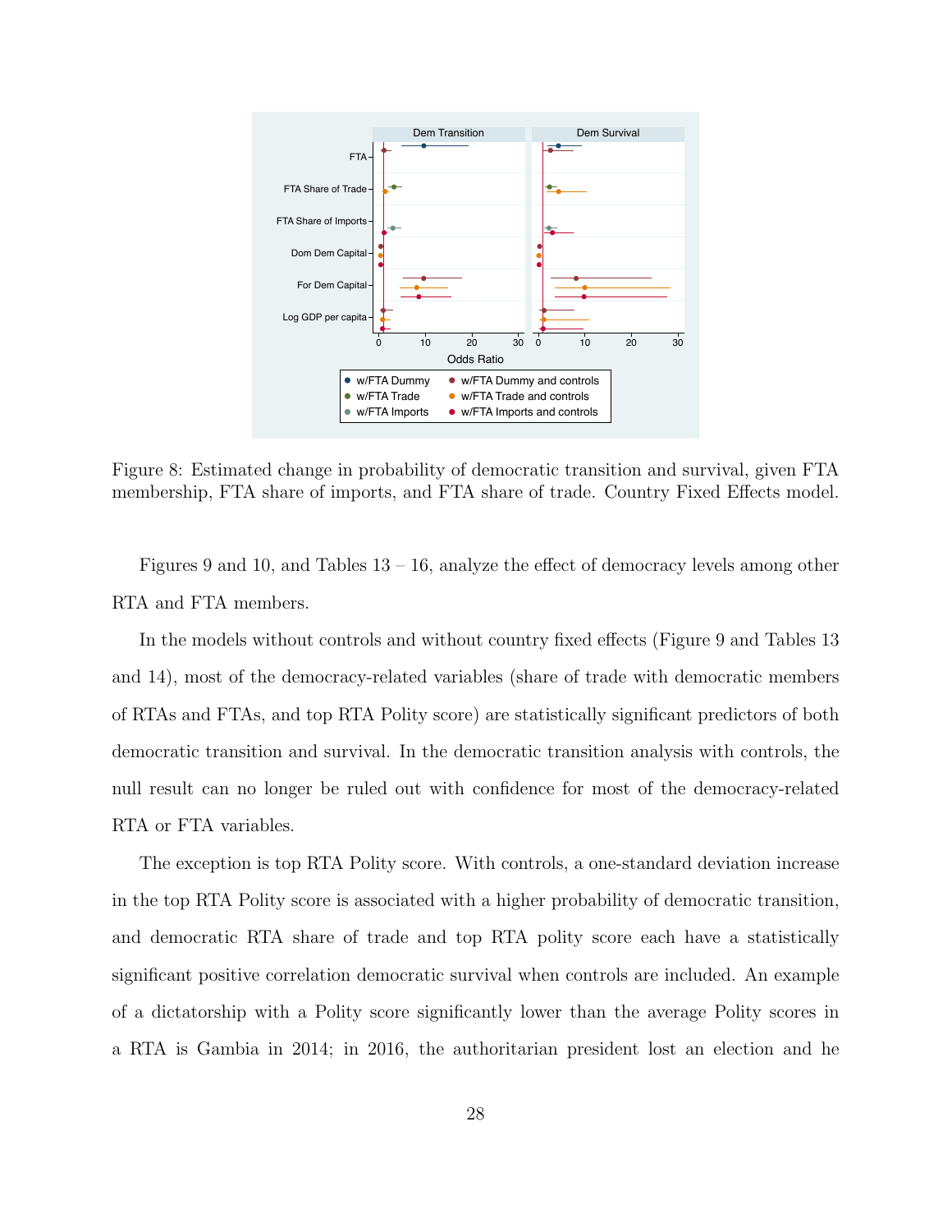Figure 8: Estimated change in probability of democratic transition and survival, given FTA membership, FTA share of imports, and FTA share of trade. Country Fixed Effects model.

Figures 9 and 10, and Tables 13 – 16, analyze the effect of democracy levels among other RTA and FTA members.

In the models without controls and without country fixed effects (Figure 9 and Tables 13 and 14), most of the democracy-related variables (share of trade with democratic members of RTAs and FTAs, and top RTA Polity score) are statistically significant predictors of both democratic transition and survival. In the democratic transition analysis with controls, the null result can no longer be ruled out with confidence for most of the democracy-related RTA or FTA variables.

The exception is top RTA Polity score. With controls, a one-standard deviation increase in the top RTA Polity score is associated with a higher probability of democratic transition, and democratic RTA share of trade and top RTA polity score each have a statistically significant positive correlation democratic survival when controls are included. An example of a dictatorship with a Polity score significantly lower than the average Polity scores in a RTA is Gambia in 2014; in 2016, the authoritarian president lost an election and he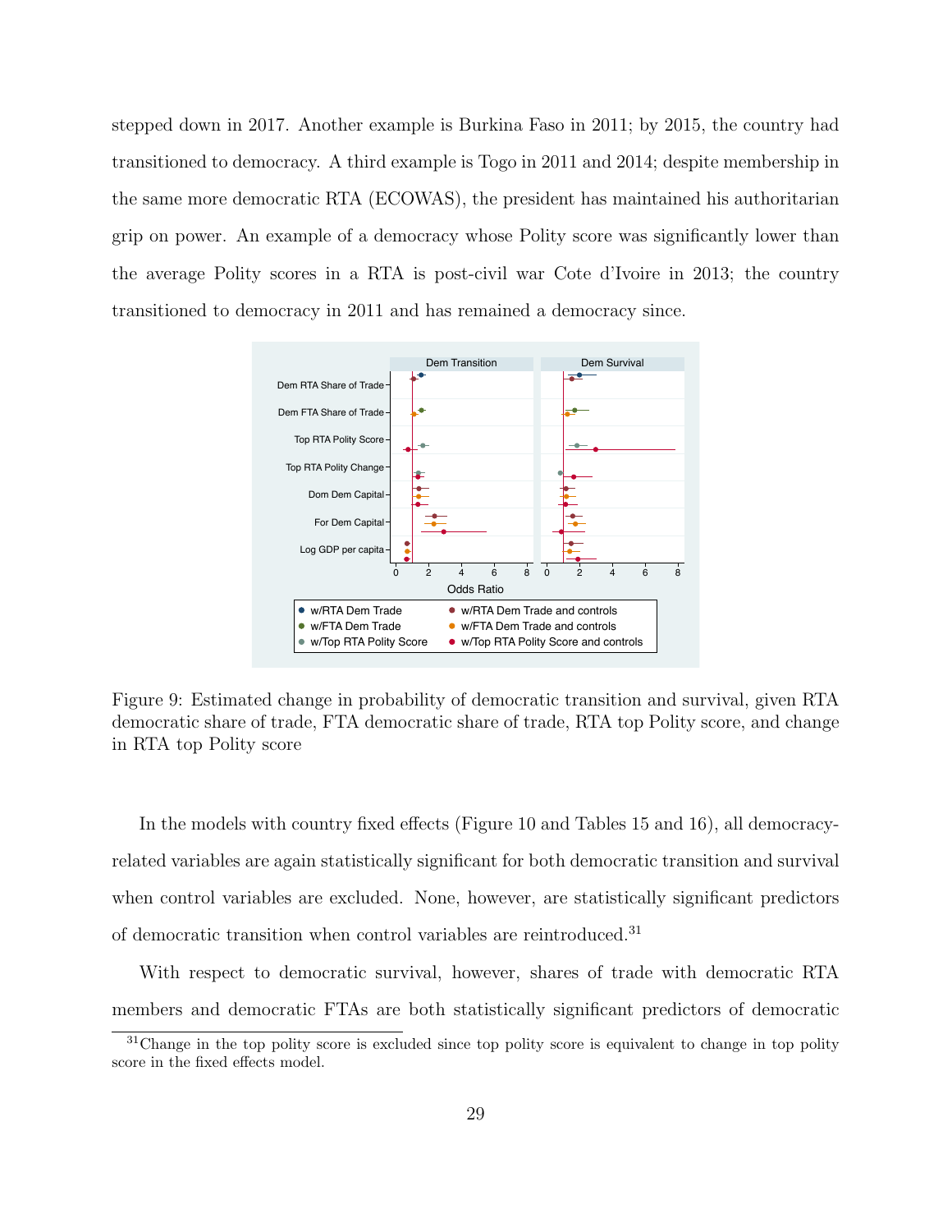stepped down in 2017. Another example is Burkina Faso in 2011; by 2015, the country had transitioned to democracy. A third example is Togo in 2011 and 2014; despite membership in the same more democratic RTA (ECOWAS), the president has maintained his authoritarian grip on power. An example of a democracy whose Polity score was significantly lower than the average Polity scores in a RTA is post-civil war Cote d'Ivoire in 2013; the country transitioned to democracy in 2011 and has remained a democracy since.

Figure 9: Estimated change in probability of democratic transition and survival, given RTA democratic share of trade, FTA democratic share of trade, RTA top Polity score, and change in RTA top Polity score

In the models with country fixed effects (Figure 10 and Tables 15 and 16), all democracy-related variables are again statistically significant for both democratic transition and survival when control variables are excluded. None, however, are statistically significant predictors of democratic transition when control variables are reintroduced.[31]

With respect to democratic survival, however, shares of trade with democratic RTA members and democratic FTAs are both statistically significant predictors of democratic

[31] Change in the top polity score is excluded since top polity score is equivalent to change in top polity score in the fixed effects model.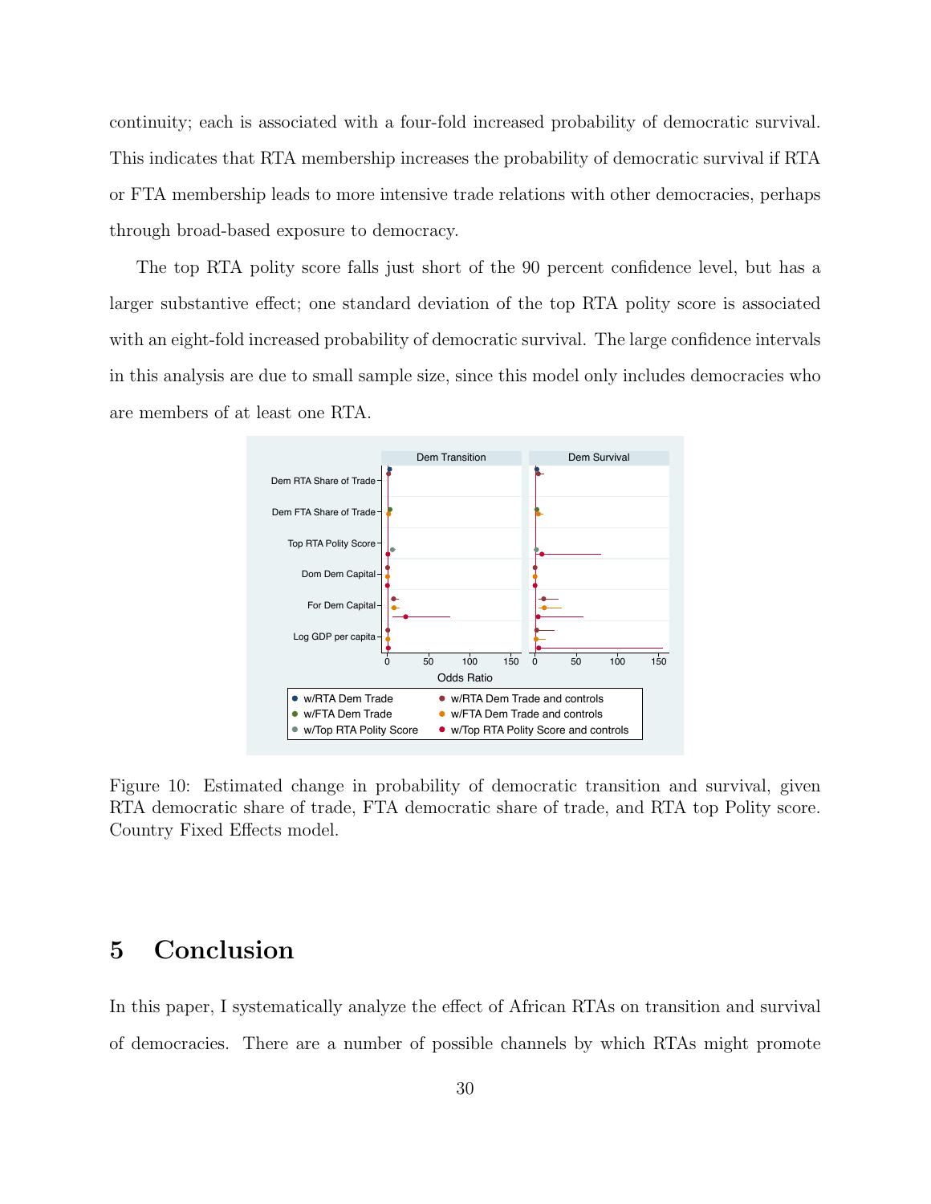continuity; each is associated with a four-fold increased probability of democratic survival. This indicates that RTA membership increases the probability of democratic survival if RTA or FTA membership leads to more intensive trade relations with other democracies, perhaps through broad-based exposure to democracy.

The top RTA polity score falls just short of the 90 percent confidence level, but has a larger substantive effect; one standard deviation of the top RTA polity score is associated with an eight-fold increased probability of democratic survival. The large confidence intervals in this analysis are due to small sample size, since this model only includes democracies who are members of at least one RTA.

Figure 10: Estimated change in probability of democratic transition and survival, given RTA democratic share of trade, FTA democratic share of trade, and RTA top Polity score. Country Fixed Effects model.

# 5 Conclusion

In this paper, I systematically analyze the effect of African RTAs on transition and survival of democracies. There are a number of possible channels by which RTAs might promote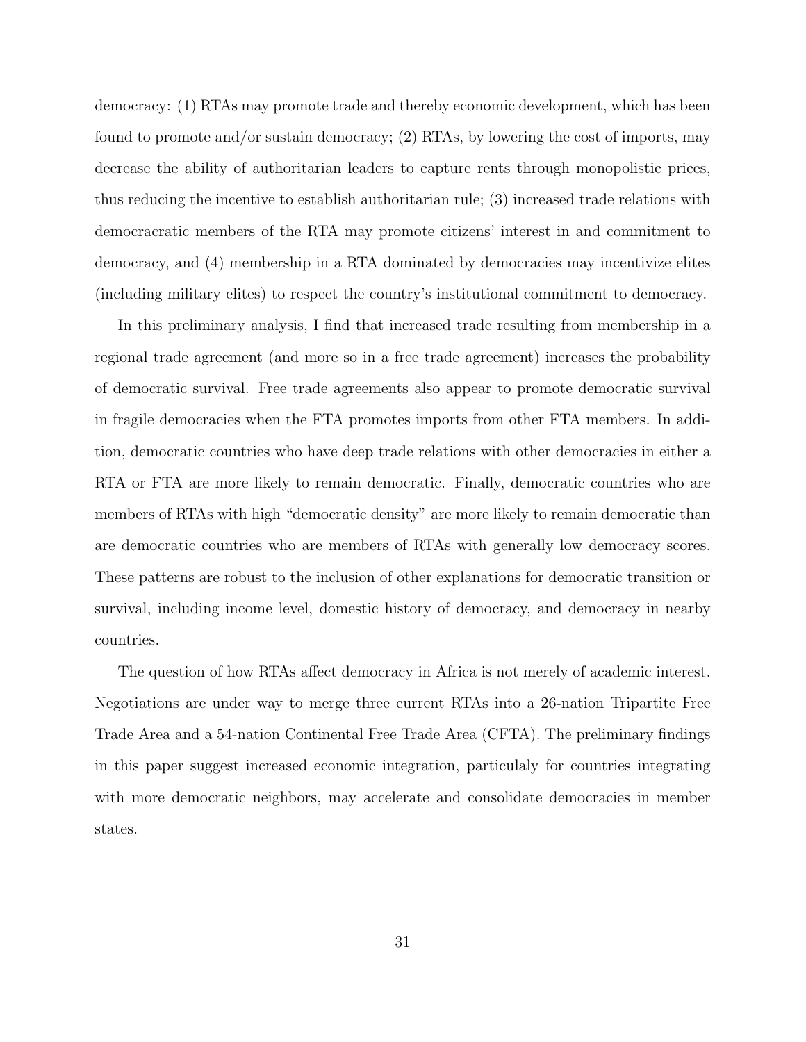democracy: (1) RTAs may promote trade and thereby economic development, which has been found to promote and/or sustain democracy; (2) RTAs, by lowering the cost of imports, may decrease the ability of authoritarian leaders to capture rents through monopolistic prices, thus reducing the incentive to establish authoritarian rule; (3) increased trade relations with democracratic members of the RTA may promote citizens' interest in and commitment to democracy, and (4) membership in a RTA dominated by democracies may incentivize elites (including military elites) to respect the country's institutional commitment to democracy.

In this preliminary analysis, I find that increased trade resulting from membership in a regional trade agreement (and more so in a free trade agreement) increases the probability of democratic survival. Free trade agreements also appear to promote democratic survival in fragile democracies when the FTA promotes imports from other FTA members. In addition, democratic countries who have deep trade relations with other democracies in either a RTA or FTA are more likely to remain democratic. Finally, democratic countries who are members of RTAs with high "democratic density" are more likely to remain democratic than are democratic countries who are members of RTAs with generally low democracy scores. These patterns are robust to the inclusion of other explanations for democratic transition or survival, including income level, domestic history of democracy, and democracy in nearby countries.

The question of how RTAs affect democracy in Africa is not merely of academic interest. Negotiations are under way to merge three current RTAs into a 26-nation Tripartite Free Trade Area and a 54-nation Continental Free Trade Area (CFTA). The preliminary findings in this paper suggest increased economic integration, particulaly for countries integrating with more democratic neighbors, may accelerate and consolidate democracies in member states.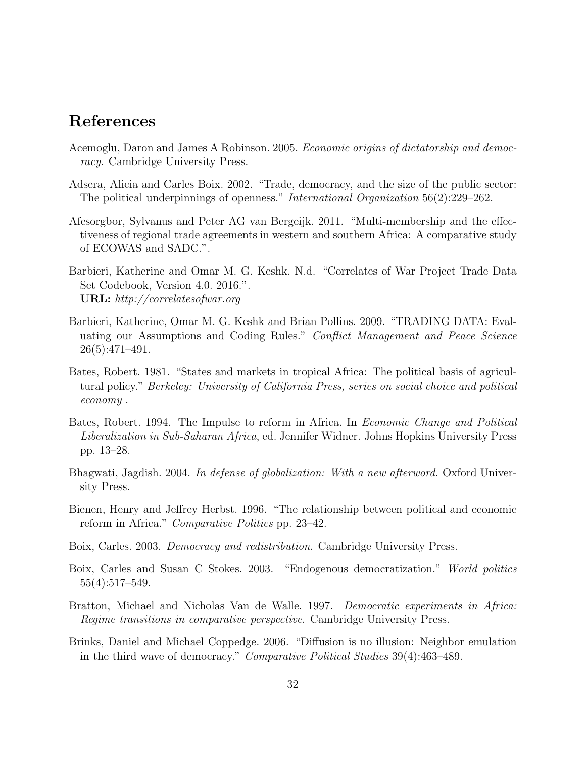# References

Acemoglu, Daron and James A Robinson. 2005. *Economic origins of dictatorship and democracy*. Cambridge University Press.

Adsera, Alicia and Carles Boix. 2002. "Trade, democracy, and the size of the public sector: The political underpinnings of openness." *International Organization* 56(2):229–262.

Afesorgbor, Sylvanus and Peter AG van Bergeijk. 2011. "Multi-membership and the effectiveness of regional trade agreements in western and southern Africa: A comparative study of ECOWAS and SADC.".

Barbieri, Katherine and Omar M. G. Keshk. N.d. "Correlates of War Project Trade Data Set Codebook, Version 4.0. 2016.".
**URL:** *http://correlatesofwar.org*

Barbieri, Katherine, Omar M. G. Keshk and Brian Pollins. 2009. "TRADING DATA: Evaluating our Assumptions and Coding Rules." *Conflict Management and Peace Science* 26(5):471–491.

Bates, Robert. 1981. "States and markets in tropical Africa: The political basis of agricultural policy." *Berkeley: University of California Press, series on social choice and political economy* .

Bates, Robert. 1994. The Impulse to reform in Africa. In *Economic Change and Political Liberalization in Sub-Saharan Africa*, ed. Jennifer Widner. Johns Hopkins University Press pp. 13–28.

Bhagwati, Jagdish. 2004. *In defense of globalization: With a new afterword*. Oxford University Press.

Bienen, Henry and Jeffrey Herbst. 1996. "The relationship between political and economic reform in Africa." *Comparative Politics* pp. 23–42.

Boix, Carles. 2003. *Democracy and redistribution*. Cambridge University Press.

Boix, Carles and Susan C Stokes. 2003. "Endogenous democratization." *World politics* 55(4):517–549.

Bratton, Michael and Nicholas Van de Walle. 1997. *Democratic experiments in Africa: Regime transitions in comparative perspective*. Cambridge University Press.

Brinks, Daniel and Michael Coppedge. 2006. "Diffusion is no illusion: Neighbor emulation in the third wave of democracy." *Comparative Political Studies* 39(4):463–489.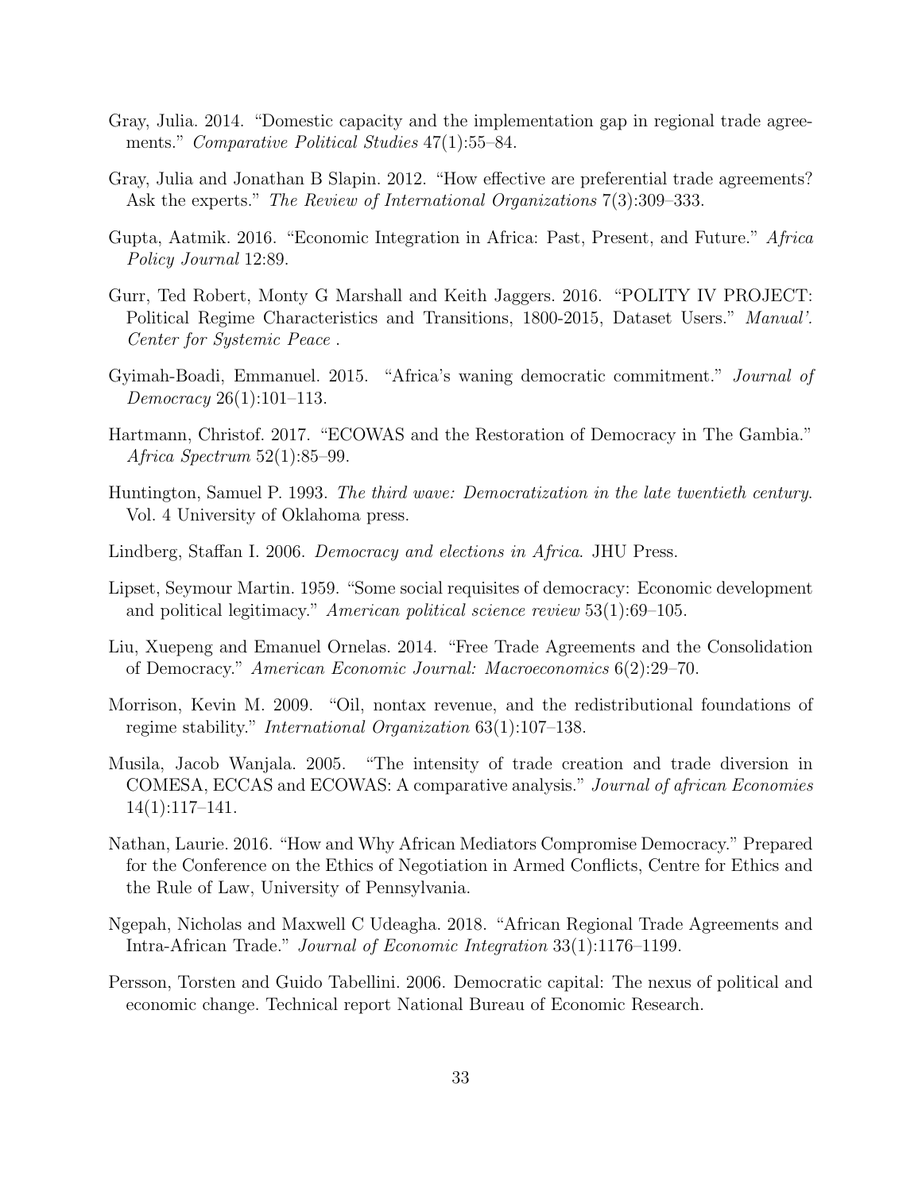Gray, Julia. 2014. "Domestic capacity and the implementation gap in regional trade agreements." *Comparative Political Studies* 47(1):55–84.

Gray, Julia and Jonathan B Slapin. 2012. "How effective are preferential trade agreements? Ask the experts." *The Review of International Organizations* 7(3):309–333.

Gupta, Aatmik. 2016. "Economic Integration in Africa: Past, Present, and Future." *Africa Policy Journal* 12:89.

Gurr, Ted Robert, Monty G Marshall and Keith Jaggers. 2016. "POLITY IV PROJECT: Political Regime Characteristics and Transitions, 1800-2015, Dataset Users." *Manual'. Center for Systemic Peace* .

Gyimah-Boadi, Emmanuel. 2015. "Africa's waning democratic commitment." *Journal of Democracy* 26(1):101–113.

Hartmann, Christof. 2017. "ECOWAS and the Restoration of Democracy in The Gambia." *Africa Spectrum* 52(1):85–99.

Huntington, Samuel P. 1993. *The third wave: Democratization in the late twentieth century*. Vol. 4 University of Oklahoma press.

Lindberg, Staffan I. 2006. *Democracy and elections in Africa*. JHU Press.

Lipset, Seymour Martin. 1959. "Some social requisites of democracy: Economic development and political legitimacy." *American political science review* 53(1):69–105.

Liu, Xuepeng and Emanuel Ornelas. 2014. "Free Trade Agreements and the Consolidation of Democracy." *American Economic Journal: Macroeconomics* 6(2):29–70.

Morrison, Kevin M. 2009. "Oil, nontax revenue, and the redistributional foundations of regime stability." *International Organization* 63(1):107–138.

Musila, Jacob Wanjala. 2005. "The intensity of trade creation and trade diversion in COMESA, ECCAS and ECOWAS: A comparative analysis." *Journal of african Economies* 14(1):117–141.

Nathan, Laurie. 2016. "How and Why African Mediators Compromise Democracy." Prepared for the Conference on the Ethics of Negotiation in Armed Conflicts, Centre for Ethics and the Rule of Law, University of Pennsylvania.

Ngepah, Nicholas and Maxwell C Udeagha. 2018. "African Regional Trade Agreements and Intra-African Trade." *Journal of Economic Integration* 33(1):1176–1199.

Persson, Torsten and Guido Tabellini. 2006. Democratic capital: The nexus of political and economic change. Technical report National Bureau of Economic Research.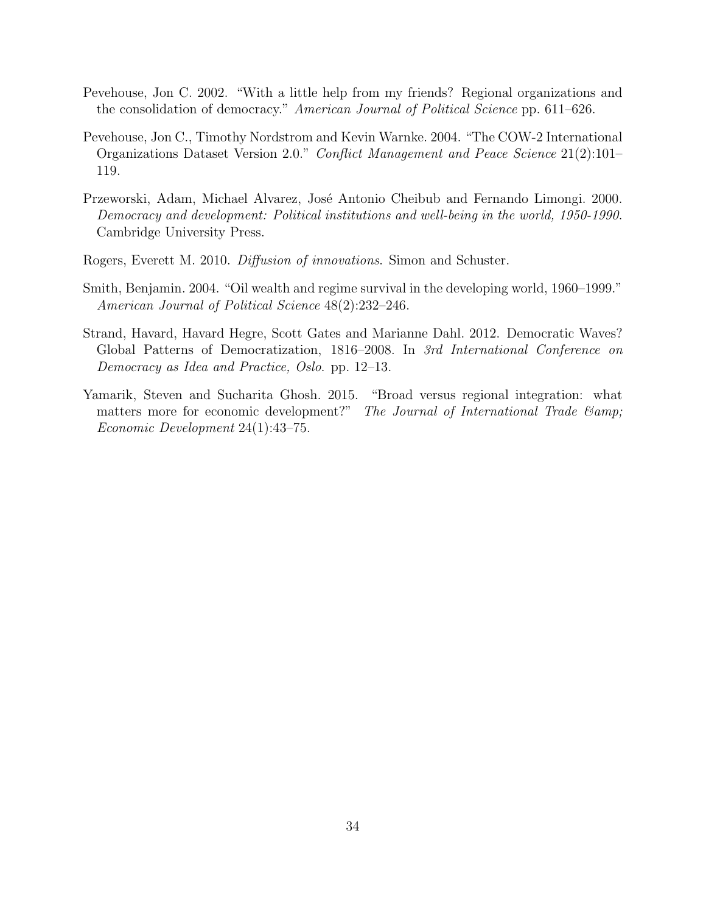Pevehouse, Jon C. 2002. "With a little help from my friends? Regional organizations and the consolidation of democracy." *American Journal of Political Science* pp. 611–626.

Pevehouse, Jon C., Timothy Nordstrom and Kevin Warnke. 2004. "The COW-2 International Organizations Dataset Version 2.0." *Conflict Management and Peace Science* 21(2):101–119.

Przeworski, Adam, Michael Alvarez, José Antonio Cheibub and Fernando Limongi. 2000. *Democracy and development: Political institutions and well-being in the world, 1950-1990*. Cambridge University Press.

Rogers, Everett M. 2010. *Diffusion of innovations*. Simon and Schuster.

Smith, Benjamin. 2004. "Oil wealth and regime survival in the developing world, 1960–1999." *American Journal of Political Science* 48(2):232–246.

Strand, Havard, Havard Hegre, Scott Gates and Marianne Dahl. 2012. Democratic Waves? Global Patterns of Democratization, 1816–2008. In *3rd International Conference on Democracy as Idea and Practice, Oslo*. pp. 12–13.

Yamarik, Steven and Sucharita Ghosh. 2015. "Broad versus regional integration: what matters more for economic development?" *The Journal of International Trade &amp; Economic Development* 24(1):43–75.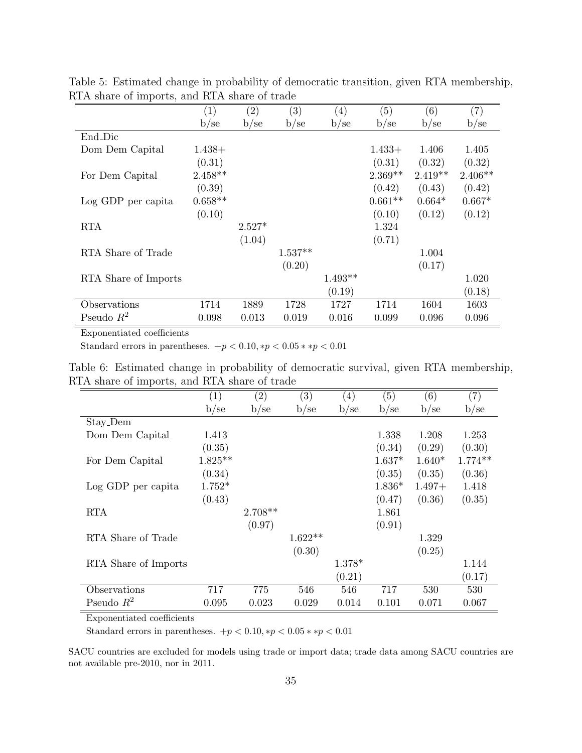Table 5: Estimated change in probability of democratic transition, given RTA membership, RTA share of imports, and RTA share of trade

| | (1) | (2) | (3) | (4) | (5) | (6) | (7) |
|---|---|---|---|---|---|---|---|
| | b/se | b/se | b/se | b/se | b/se | b/se | b/se |
| End_Dic | | | | | | | |
| Dom Dem Capital | 1.438+ | | | | 1.433+ | 1.406 | 1.405 |
| | (0.31) | | | | (0.31) | (0.32) | (0.32) |
| For Dem Capital | 2.458** | | | | 2.369** | 2.419** | 2.406** |
| | (0.39) | | | | (0.42) | (0.43) | (0.42) |
| Log GDP per capita | 0.658** | | | | 0.661** | 0.664* | 0.667* |
| | (0.10) | | | | (0.10) | (0.12) | (0.12) |
| RTA | | 2.527* | | | 1.324 | | |
| | | (1.04) | | | (0.71) | | |
| RTA Share of Trade | | | 1.537** | | | 1.004 | |
| | | | (0.20) | | | (0.17) | |
| RTA Share of Imports | | | | 1.493** | | | 1.020 |
| | | | | (0.19) | | | (0.18) |
| Observations | 1714 | 1889 | 1728 | 1727 | 1714 | 1604 | 1603 |
| Pseudo $R^2$ | 0.098 | 0.013 | 0.019 | 0.016 | 0.099 | 0.096 | 0.096 |

Exponentiated coefficients

Standard errors in parentheses. $+p < 0.10, *p < 0.05 **p < 0.01$

Table 6: Estimated change in probability of democratic survival, given RTA membership, RTA share of imports, and RTA share of trade

| | (1) | (2) | (3) | (4) | (5) | (6) | (7) |
|---|---|---|---|---|---|---|---|
| | b/se | b/se | b/se | b/se | b/se | b/se | b/se |
| Stay_Dem | | | | | | | |
| Dom Dem Capital | 1.413 | | | | 1.338 | 1.208 | 1.253 |
| | (0.35) | | | | (0.34) | (0.29) | (0.30) |
| For Dem Capital | 1.825** | | | | 1.637* | 1.640* | 1.774** |
| | (0.34) | | | | (0.35) | (0.35) | (0.36) |
| Log GDP per capita | 1.752* | | | | 1.836* | 1.497+ | 1.418 |
| | (0.43) | | | | (0.47) | (0.36) | (0.35) |
| RTA | | 2.708** | | | 1.861 | | |
| | | (0.97) | | | (0.91) | | |
| RTA Share of Trade | | | 1.622** | | | 1.329 | |
| | | | (0.30) | | | (0.25) | |
| RTA Share of Imports | | | | 1.378* | | | 1.144 |
| | | | | (0.21) | | | (0.17) |
| Observations | 717 | 775 | 546 | 546 | 717 | 530 | 530 |
| Pseudo $R^2$ | 0.095 | 0.023 | 0.029 | 0.014 | 0.101 | 0.071 | 0.067 |

Exponentiated coefficients

Standard errors in parentheses. $+p < 0.10, *p < 0.05 **p < 0.01$

SACU countries are excluded for models using trade or import data; trade data among SACU countries are not available pre-2010, nor in 2011.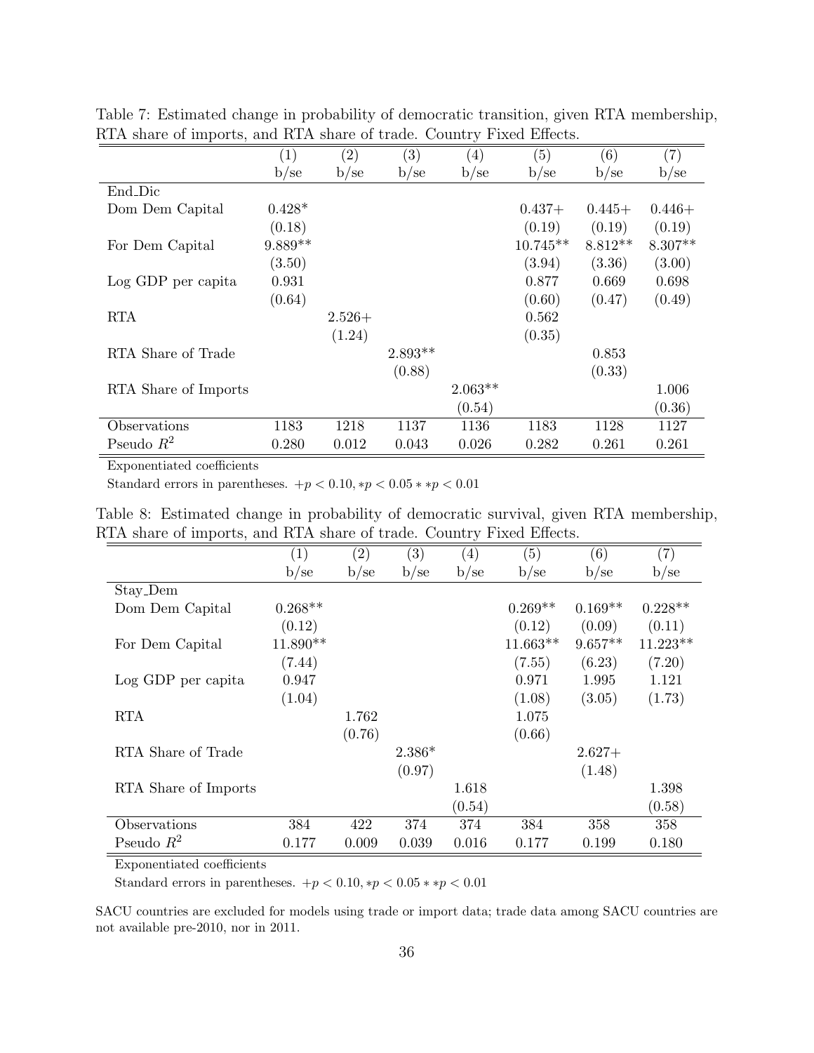Table 7: Estimated change in probability of democratic transition, given RTA membership, RTA share of imports, and RTA share of trade. Country Fixed Effects.

| | (1) | (2) | (3) | (4) | (5) | (6) | (7) |
|---|---|---|---|---|---|---|---|
| | b/se | b/se | b/se | b/se | b/se | b/se | b/se |
| End_Dic | | | | | | | |
| Dom Dem Capital | 0.428* | | | | 0.437+ | 0.445+ | 0.446+ |
| | (0.18) | | | | (0.19) | (0.19) | (0.19) |
| For Dem Capital | 9.889** | | | | 10.745** | 8.812** | 8.307** |
| | (3.50) | | | | (3.94) | (3.36) | (3.00) |
| Log GDP per capita | 0.931 | | | | 0.877 | 0.669 | 0.698 |
| | (0.64) | | | | (0.60) | (0.47) | (0.49) |
| RTA | | 2.526+ | | | 0.562 | | |
| | | (1.24) | | | (0.35) | | |
| RTA Share of Trade | | | 2.893** | | | 0.853 | |
| | | | (0.88) | | | (0.33) | |
| RTA Share of Imports | | | | 2.063** | | | 1.006 |
| | | | | (0.54) | | | (0.36) |
| Observations | 1183 | 1218 | 1137 | 1136 | 1183 | 1128 | 1127 |
| Pseudo $R^2$ | 0.280 | 0.012 | 0.043 | 0.026 | 0.282 | 0.261 | 0.261 |

Exponentiated coefficients

Standard errors in parentheses. $+p < 0.10, *p < 0.05 **p < 0.01$

Table 8: Estimated change in probability of democratic survival, given RTA membership, RTA share of imports, and RTA share of trade. Country Fixed Effects.

| | (1) | (2) | (3) | (4) | (5) | (6) | (7) |
|---|---|---|---|---|---|---|---|
| | b/se | b/se | b/se | b/se | b/se | b/se | b/se |
| Stay_Dem | | | | | | | |
| Dom Dem Capital | 0.268** | | | | 0.269** | 0.169** | 0.228** |
| | (0.12) | | | | (0.12) | (0.09) | (0.11) |
| For Dem Capital | 11.890** | | | | 11.663** | 9.657** | 11.223** |
| | (7.44) | | | | (7.55) | (6.23) | (7.20) |
| Log GDP per capita | 0.947 | | | | 0.971 | 1.995 | 1.121 |
| | (1.04) | | | | (1.08) | (3.05) | (1.73) |
| RTA | | 1.762 | | | 1.075 | | |
| | | (0.76) | | | (0.66) | | |
| RTA Share of Trade | | | 2.386* | | | 2.627+ | |
| | | | (0.97) | | | (1.48) | |
| RTA Share of Imports | | | | 1.618 | | | 1.398 |
| | | | | (0.54) | | | (0.58) |
| Observations | 384 | 422 | 374 | 374 | 384 | 358 | 358 |
| Pseudo $R^2$ | 0.177 | 0.009 | 0.039 | 0.016 | 0.177 | 0.199 | 0.180 |

Exponentiated coefficients

Standard errors in parentheses. $+p < 0.10, *p < 0.05 **p < 0.01$

SACU countries are excluded for models using trade or import data; trade data among SACU countries are not available pre-2010, nor in 2011.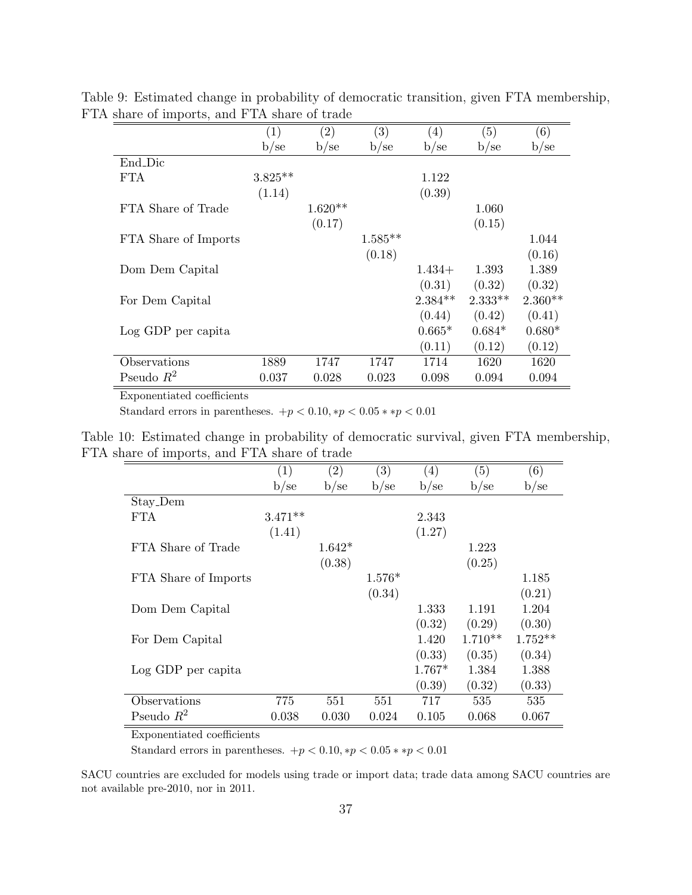Table 9: Estimated change in probability of democratic transition, given FTA membership, FTA share of imports, and FTA share of trade

| | (1) | (2) | (3) | (4) | (5) | (6) |
|---|---|---|---|---|---|---|
| | b/se | b/se | b/se | b/se | b/se | b/se |
| End_Dic | | | | | | |
| FTA | 3.825** | | | 1.122 | | |
| | (1.14) | | | (0.39) | | |
| FTA Share of Trade | | 1.620** | | | 1.060 | |
| | | (0.17) | | | (0.15) | |
| FTA Share of Imports | | | 1.585** | | | 1.044 |
| | | | (0.18) | | | (0.16) |
| Dom Dem Capital | | | | 1.434+ | 1.393 | 1.389 |
| | | | | (0.31) | (0.32) | (0.32) |
| For Dem Capital | | | | 2.384** | 2.333** | 2.360** |
| | | | | (0.44) | (0.42) | (0.41) |
| Log GDP per capita | | | | 0.665* | 0.684* | 0.680* |
| | | | | (0.11) | (0.12) | (0.12) |
| Observations | 1889 | 1747 | 1747 | 1714 | 1620 | 1620 |
| Pseudo $R^2$ | 0.037 | 0.028 | 0.023 | 0.098 | 0.094 | 0.094 |

Exponentiated coefficients

Standard errors in parentheses. $+p < 0.10, *p < 0.05 **p < 0.01$

Table 10: Estimated change in probability of democratic survival, given FTA membership, FTA share of imports, and FTA share of trade

| | (1) | (2) | (3) | (4) | (5) | (6) |
|---|---|---|---|---|---|---|
| | b/se | b/se | b/se | b/se | b/se | b/se |
| Stay_Dem | | | | | | |
| FTA | 3.471** | | | 2.343 | | |
| | (1.41) | | | (1.27) | | |
| FTA Share of Trade | | 1.642* | | | 1.223 | |
| | | (0.38) | | | (0.25) | |
| FTA Share of Imports | | | 1.576* | | | 1.185 |
| | | | (0.34) | | | (0.21) |
| Dom Dem Capital | | | | 1.333 | 1.191 | 1.204 |
| | | | | (0.32) | (0.29) | (0.30) |
| For Dem Capital | | | | 1.420 | 1.710** | 1.752** |
| | | | | (0.33) | (0.35) | (0.34) |
| Log GDP per capita | | | | 1.767* | 1.384 | 1.388 |
| | | | | (0.39) | (0.32) | (0.33) |
| Observations | 775 | 551 | 551 | 717 | 535 | 535 |
| Pseudo $R^2$ | 0.038 | 0.030 | 0.024 | 0.105 | 0.068 | 0.067 |

Exponentiated coefficients

Standard errors in parentheses. $+p < 0.10, *p < 0.05 **p < 0.01$

SACU countries are excluded for models using trade or import data; trade data among SACU countries are not available pre-2010, nor in 2011.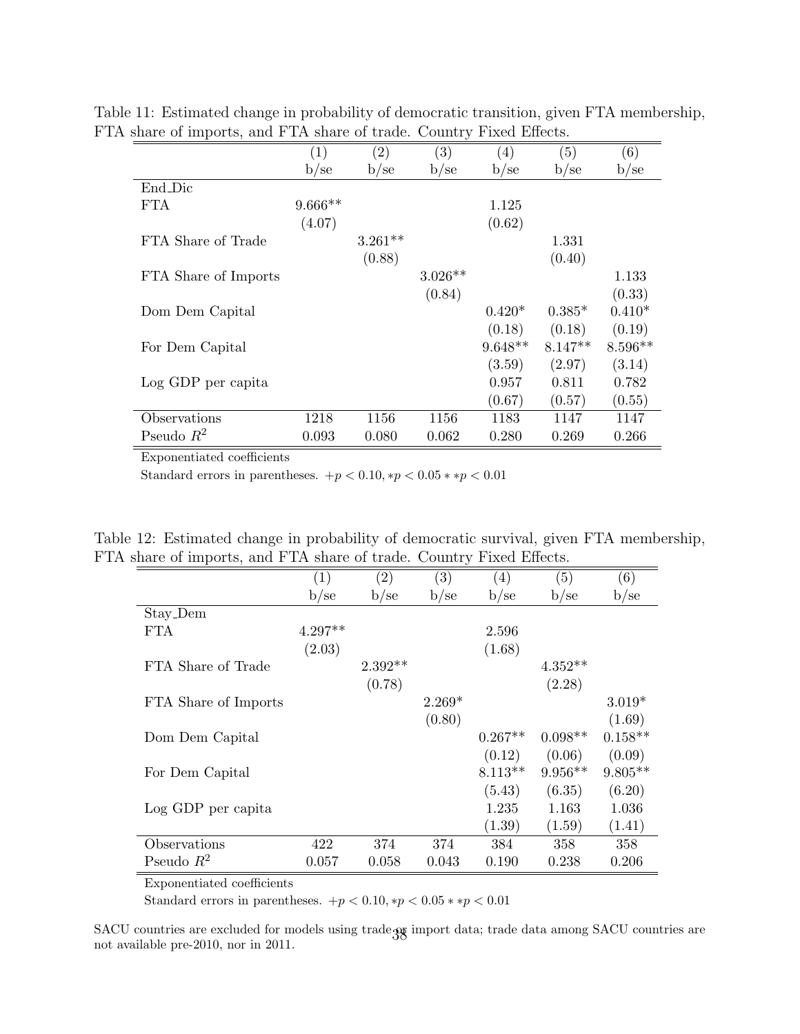Table 11: Estimated change in probability of democratic transition, given FTA membership, FTA share of imports, and FTA share of trade. Country Fixed Effects.

| | (1) | (2) | (3) | (4) | (5) | (6) |
|---|---|---|---|---|---|---|
| | b/se | b/se | b/se | b/se | b/se | b/se |
| End_Dic | | | | | | |
| FTA | 9.666** | | | 1.125 | | |
| | (4.07) | | | (0.62) | | |
| FTA Share of Trade | | 3.261** | | | 1.331 | |
| | | (0.88) | | | (0.40) | |
| FTA Share of Imports | | | 3.026** | | | 1.133 |
| | | | (0.84) | | | (0.33) |
| Dom Dem Capital | | | | 0.420* | 0.385* | 0.410* |
| | | | | (0.18) | (0.18) | (0.19) |
| For Dem Capital | | | | 9.648** | 8.147** | 8.596** |
| | | | | (3.59) | (2.97) | (3.14) |
| Log GDP per capita | | | | 0.957 | 0.811 | 0.782 |
| | | | | (0.67) | (0.57) | (0.55) |
| Observations | 1218 | 1156 | 1156 | 1183 | 1147 | 1147 |
| Pseudo $R^2$ | 0.093 | 0.080 | 0.062 | 0.280 | 0.269 | 0.266 |

Exponentiated coefficients

Standard errors in parentheses. $+p < 0.10, *p < 0.05 **p < 0.01$

Table 12: Estimated change in probability of democratic survival, given FTA membership, FTA share of imports, and FTA share of trade. Country Fixed Effects.

| | (1) | (2) | (3) | (4) | (5) | (6) |
|---|---|---|---|---|---|---|
| | b/se | b/se | b/se | b/se | b/se | b/se |
| Stay_Dem | | | | | | |
| FTA | 4.297** | | | 2.596 | | |
| | (2.03) | | | (1.68) | | |
| FTA Share of Trade | | 2.392** | | | 4.352** | |
| | | (0.78) | | | (2.28) | |
| FTA Share of Imports | | | 2.269* | | | 3.019* |
| | | | (0.80) | | | (1.69) |
| Dom Dem Capital | | | | 0.267** | 0.098** | 0.158** |
| | | | | (0.12) | (0.06) | (0.09) |
| For Dem Capital | | | | 8.113** | 9.956** | 9.805** |
| | | | | (5.43) | (6.35) | (6.20) |
| Log GDP per capita | | | | 1.235 | 1.163 | 1.036 |
| | | | | (1.39) | (1.59) | (1.41) |
| Observations | 422 | 374 | 374 | 384 | 358 | 358 |
| Pseudo $R^2$ | 0.057 | 0.058 | 0.043 | 0.190 | 0.238 | 0.206 |

Exponentiated coefficients

Standard errors in parentheses. $+p < 0.10, *p < 0.05 **p < 0.01$

SACU countries are excluded for models using trade or import data; trade data among SACU countries are not available pre-2010, nor in 2011.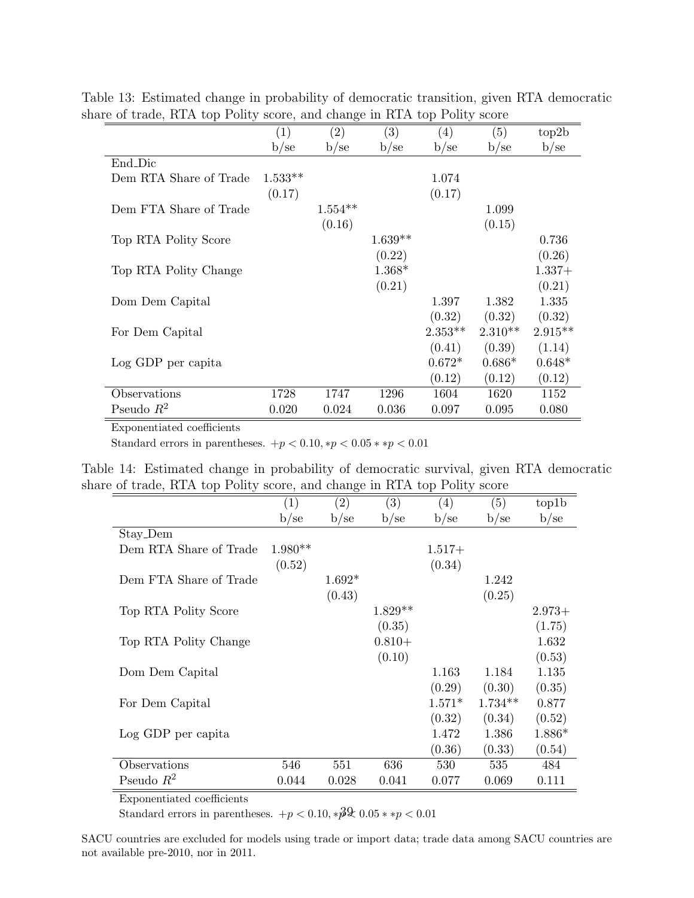Table 13: Estimated change in probability of democratic transition, given RTA democratic share of trade, RTA top Polity score, and change in RTA top Polity score

| | (1) | (2) | (3) | (4) | (5) | top2b |
|---|---|---|---|---|---|---|
| | b/se | b/se | b/se | b/se | b/se | b/se |
| End_Dic | | | | | | |
| Dem RTA Share of Trade | 1.533** | | | 1.074 | | |
| | (0.17) | | | (0.17) | | |
| Dem FTA Share of Trade | | 1.554** | | | 1.099 | |
| | | (0.16) | | | (0.15) | |
| Top RTA Polity Score | | | 1.639** | | | 0.736 |
| | | | (0.22) | | | (0.26) |
| Top RTA Polity Change | | | 1.368* | | | 1.337+ |
| | | | (0.21) | | | (0.21) |
| Dom Dem Capital | | | | 1.397 | 1.382 | 1.335 |
| | | | | (0.32) | (0.32) | (0.32) |
| For Dem Capital | | | | 2.353** | 2.310** | 2.915** |
| | | | | (0.41) | (0.39) | (1.14) |
| Log GDP per capita | | | | 0.672* | 0.686* | 0.648* |
| | | | | (0.12) | (0.12) | (0.12) |
| Observations | 1728 | 1747 | 1296 | 1604 | 1620 | 1152 |
| Pseudo $R^2$ | 0.020 | 0.024 | 0.036 | 0.097 | 0.095 | 0.080 |

Exponentiated coefficients

Standard errors in parentheses. $+p < 0.10, *p < 0.05 **p < 0.01$

Table 14: Estimated change in probability of democratic survival, given RTA democratic share of trade, RTA top Polity score, and change in RTA top Polity score

| | (1) | (2) | (3) | (4) | (5) | top1b |
|---|---|---|---|---|---|---|
| | b/se | b/se | b/se | b/se | b/se | b/se |
| Stay_Dem | | | | | | |
| Dem RTA Share of Trade | 1.980** | | | 1.517+ | | |
| | (0.52) | | | (0.34) | | |
| Dem FTA Share of Trade | | 1.692* | | | 1.242 | |
| | | (0.43) | | | (0.25) | |
| Top RTA Polity Score | | | 1.829** | | | 2.973+ |
| | | | (0.35) | | | (1.75) |
| Top RTA Polity Change | | | 0.810+ | | | 1.632 |
| | | | (0.10) | | | (0.53) |
| Dom Dem Capital | | | | 1.163 | 1.184 | 1.135 |
| | | | | (0.29) | (0.30) | (0.35) |
| For Dem Capital | | | | 1.571* | 1.734** | 0.877 |
| | | | | (0.32) | (0.34) | (0.52) |
| Log GDP per capita | | | | 1.472 | 1.386 | 1.886* |
| | | | | (0.36) | (0.33) | (0.54) |
| Observations | 546 | 551 | 636 | 530 | 535 | 484 |
| Pseudo $R^2$ | 0.044 | 0.028 | 0.041 | 0.077 | 0.069 | 0.111 |

Exponentiated coefficients

Standard errors in parentheses. $+p < 0.10, *p < 0.05 **p < 0.01$

SACU countries are excluded for models using trade or import data; trade data among SACU countries are not available pre-2010, nor in 2011.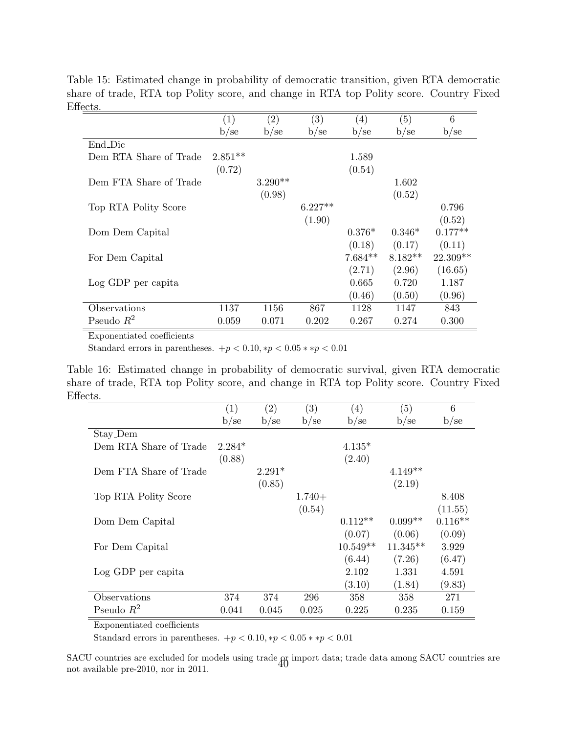Table 15: Estimated change in probability of democratic transition, given RTA democratic share of trade, RTA top Polity score, and change in RTA top Polity score. Country Fixed Effects.

| | (1) | (2) | (3) | (4) | (5) | 6 |
|---|---|---|---|---|---|---|
| | b/se | b/se | b/se | b/se | b/se | b/se |
| End_Dic | | | | | | |
| Dem RTA Share of Trade | 2.851** | | | 1.589 | | |
| | (0.72) | | | (0.54) | | |
| Dem FTA Share of Trade | | 3.290** | | | 1.602 | |
| | | (0.98) | | | (0.52) | |
| Top RTA Polity Score | | | 6.227** | | | 0.796 |
| | | | (1.90) | | | (0.52) |
| Dom Dem Capital | | | | 0.376* | 0.346* | 0.177** |
| | | | | (0.18) | (0.17) | (0.11) |
| For Dem Capital | | | | 7.684** | 8.182** | 22.309** |
| | | | | (2.71) | (2.96) | (16.65) |
| Log GDP per capita | | | | 0.665 | 0.720 | 1.187 |
| | | | | (0.46) | (0.50) | (0.96) |
| Observations | 1137 | 1156 | 867 | 1128 | 1147 | 843 |
| Pseudo $R^2$ | 0.059 | 0.071 | 0.202 | 0.267 | 0.274 | 0.300 |

Exponentiated coefficients

Standard errors in parentheses. $+p < 0.10, *p < 0.05 **p < 0.01$

Table 16: Estimated change in probability of democratic survival, given RTA democratic share of trade, RTA top Polity score, and change in RTA top Polity score. Country Fixed Effects.

| | (1) | (2) | (3) | (4) | (5) | 6 |
|---|---|---|---|---|---|---|
| | b/se | b/se | b/se | b/se | b/se | b/se |
| Stay_Dem | | | | | | |
| Dem RTA Share of Trade | 2.284* | | | 4.135* | | |
| | (0.88) | | | (2.40) | | |
| Dem FTA Share of Trade | | 2.291* | | | 4.149** | |
| | | (0.85) | | | (2.19) | |
| Top RTA Polity Score | | | 1.740+ | | | 8.408 |
| | | | (0.54) | | | (11.55) |
| Dom Dem Capital | | | | 0.112** | 0.099** | 0.116** |
| | | | | (0.07) | (0.06) | (0.09) |
| For Dem Capital | | | | 10.549** | 11.345** | 3.929 |
| | | | | (6.44) | (7.26) | (6.47) |
| Log GDP per capita | | | | 2.102 | 1.331 | 4.591 |
| | | | | (3.10) | (1.84) | (9.83) |
| Observations | 374 | 374 | 296 | 358 | 358 | 271 |
| Pseudo $R^2$ | 0.041 | 0.045 | 0.025 | 0.225 | 0.235 | 0.159 |

Exponentiated coefficients

Standard errors in parentheses. $+p < 0.10, *p < 0.05 **p < 0.01$

SACU countries are excluded for models using trade or import data; trade data among SACU countries are not available pre-2010, nor in 2011.